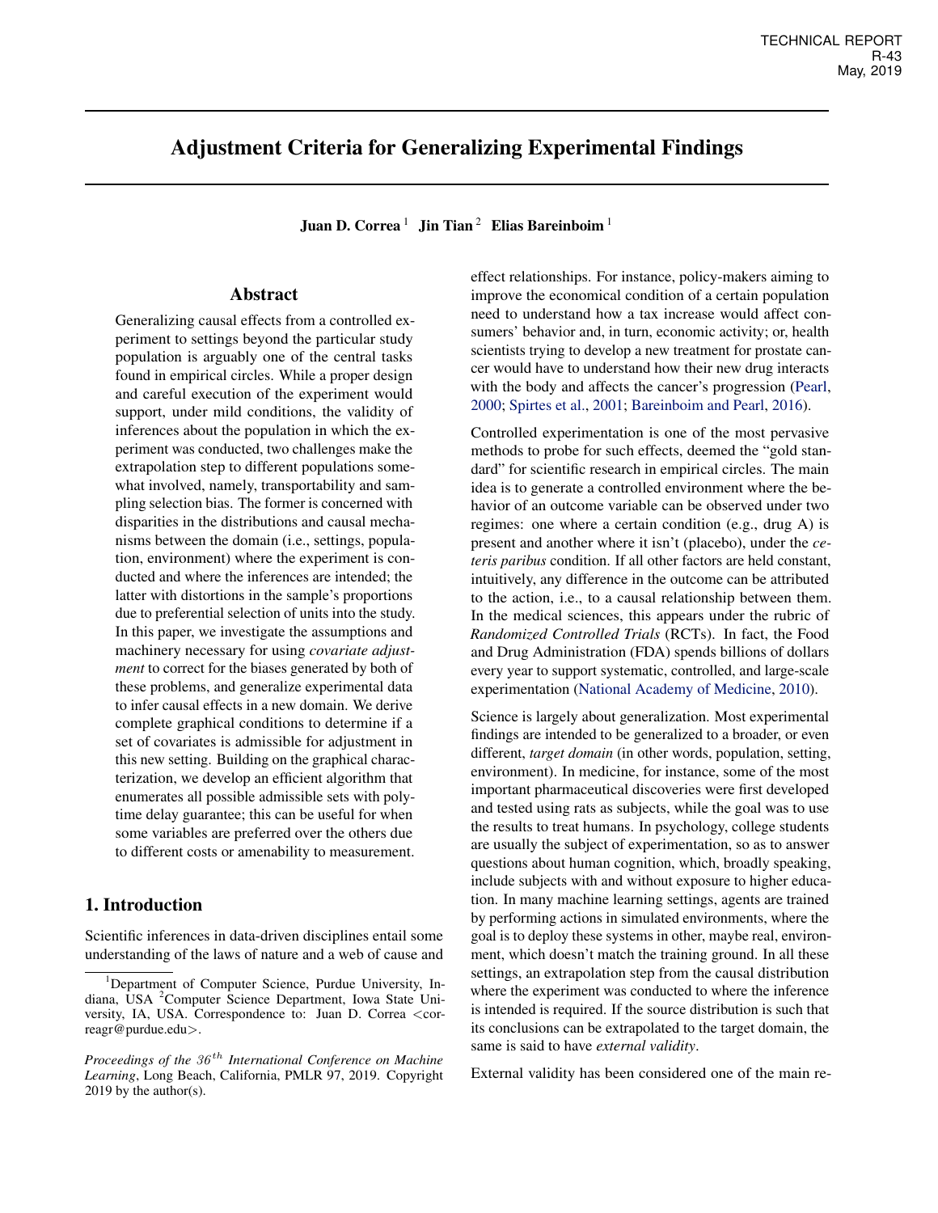TECHNICAL REPORT
R-43
May, 2019

# Adjustment Criteria for Generalizing Experimental Findings

**Juan D. Correa** [1] **Jin Tian** [2] **Elias Bareinboim** [1]

## Abstract

Generalizing causal effects from a controlled experiment to settings beyond the particular study population is arguably one of the central tasks found in empirical circles. While a proper design and careful execution of the experiment would support, under mild conditions, the validity of inferences about the population in which the experiment was conducted, two challenges make the extrapolation step to different populations somewhat involved, namely, transportability and sampling selection bias. The former is concerned with disparities in the distributions and causal mechanisms between the domain (i.e., settings, population, environment) where the experiment is conducted and where the inferences are intended; the latter with distortions in the sample's proportions due to preferential selection of units into the study. In this paper, we investigate the assumptions and machinery necessary for using *covariate adjustment* to correct for the biases generated by both of these problems, and generalize experimental data to infer causal effects in a new domain. We derive complete graphical conditions to determine if a set of covariates is admissible for adjustment in this new setting. Building on the graphical characterization, we develop an efficient algorithm that enumerates all possible admissible sets with poly-time delay guarantee; this can be useful for when some variables are preferred over the others due to different costs or amenability to measurement.

## 1. Introduction

Scientific inferences in data-driven disciplines entail some understanding of the laws of nature and a web of cause and effect relationships. For instance, policy-makers aiming to improve the economical condition of a certain population need to understand how a tax increase would affect consumers' behavior and, in turn, economic activity; or, health scientists trying to develop a new treatment for prostate cancer would have to understand how their new drug interacts with the body and affects the cancer's progression (Pearl, 2000; Spirtes et al., 2001; Bareinboim and Pearl, 2016).

Controlled experimentation is one of the most pervasive methods to probe for such effects, deemed the "gold standard" for scientific research in empirical circles. The main idea is to generate a controlled environment where the behavior of an outcome variable can be observed under two regimes: one where a certain condition (e.g., drug A) is present and another where it isn't (placebo), under the *ceteris paribus* condition. If all other factors are held constant, intuitively, any difference in the outcome can be attributed to the action, i.e., to a causal relationship between them. In the medical sciences, this appears under the rubric of *Randomized Controlled Trials* (RCTs). In fact, the Food and Drug Administration (FDA) spends billions of dollars every year to support systematic, controlled, and large-scale experimentation (National Academy of Medicine, 2010).

Science is largely about generalization. Most experimental findings are intended to be generalized to a broader, or even different, *target domain* (in other words, population, setting, environment). In medicine, for instance, some of the most important pharmaceutical discoveries were first developed and tested using rats as subjects, while the goal was to use the results to treat humans. In psychology, college students are usually the subject of experimentation, so as to answer questions about human cognition, which, broadly speaking, include subjects with and without exposure to higher education. In many machine learning settings, agents are trained by performing actions in simulated environments, where the goal is to deploy these systems in other, maybe real, environment, which doesn't match the training ground. In all these settings, an extrapolation step from the causal distribution where the experiment was conducted to where the inference is intended is required. If the source distribution is such that its conclusions can be extrapolated to the target domain, the same is said to have *external validity*.

External validity has been considered one of the main re-

[1] Department of Computer Science, Purdue University, Indiana, USA [2] Computer Science Department, Iowa State University, IA, USA. Correspondence to: Juan D. Correa <correagr@purdue.edu>.

*Proceedings of the 36th International Conference on Machine Learning*, Long Beach, California, PMLR 97, 2019. Copyright 2019 by the author(s).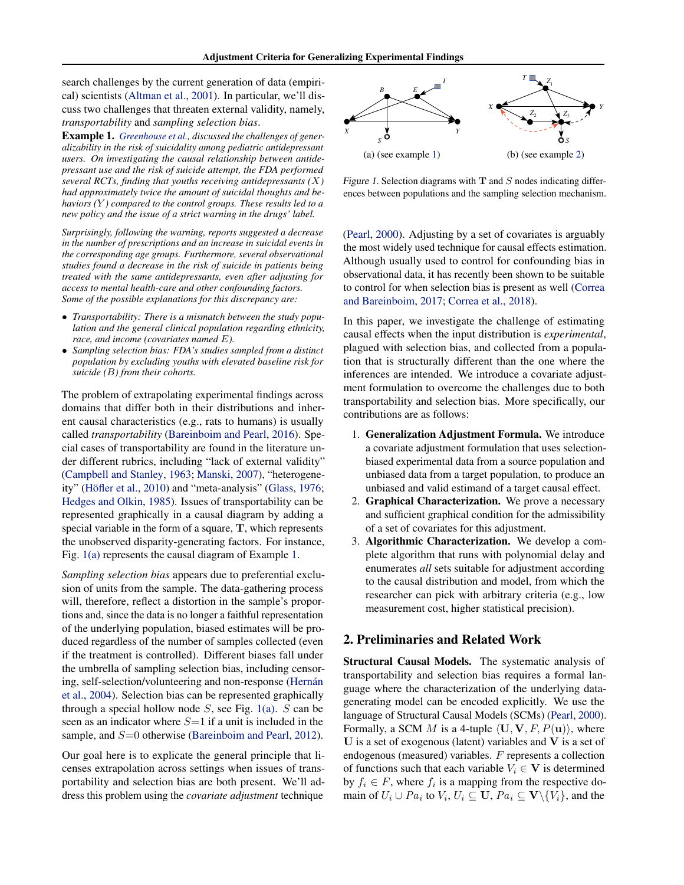search challenges by the current generation of data (empirical) scientists (Altman et al., 2001). In particular, we'll discuss two challenges that threaten external validity, namely, *transportability* and *sampling selection bias*.

**Example 1.** *Greenhouse et al., discussed the challenges of generalizability in the risk of suicidality among pediatric antidepressant users. On investigating the causal relationship between antidepressant use and the risk of suicide attempt, the FDA performed several RCTs, finding that youths receiving antidepressants ($X$) had approximately twice the amount of suicidal thoughts and behaviors ($Y$) compared to the control groups. These results led to a new policy and the issue of a strict warning in the drugs' label.*

*Surprisingly, following the warning, reports suggested a decrease in the number of prescriptions and an increase in suicidal events in the corresponding age groups. Furthermore, several observational studies found a decrease in the risk of suicide in patients being treated with the same antidepressants, even after adjusting for access to mental health-care and other confounding factors. Some of the possible explanations for this discrepancy are:*

- *Transportability: There is a mismatch between the study population and the general clinical population regarding ethnicity, race, and income (covariates named $E$).*
- *Sampling selection bias: FDA's studies sampled from a distinct population by excluding youths with elevated baseline risk for suicide ($B$) from their cohorts.*

The problem of extrapolating experimental findings across domains that differ both in their distributions and inherent causal characteristics (e.g., rats to humans) is usually called *transportability* (Bareinboim and Pearl, 2016). Special cases of transportability are found in the literature under different rubrics, including "lack of external validity" (Campbell and Stanley, 1963; Manski, 2007), "heterogeneity" (Höfler et al., 2010) and "meta-analysis" (Glass, 1976; Hedges and Olkin, 1985). Issues of transportability can be represented graphically in a causal diagram by adding a special variable in the form of a square, $\mathbf{T}$, which represents the unobserved disparity-generating factors. For instance, Fig. 1(a) represents the causal diagram of Example 1.

*Sampling selection bias* appears due to preferential exclusion of units from the sample. The data-gathering process will, therefore, reflect a distortion in the sample's proportions and, since the data is no longer a faithful representation of the underlying population, biased estimates will be produced regardless of the number of samples collected (even if the treatment is controlled). Different biases fall under the umbrella of sampling selection bias, including censoring, self-selection/volunteering and non-response (Hernán et al., 2004). Selection bias can be represented graphically through a special hollow node $S$, see Fig. 1(a). $S$ can be seen as an indicator where $S{=}1$ if a unit is included in the sample, and $S{=}0$ otherwise (Bareinboim and Pearl, 2012).

Our goal here is to explicate the general principle that licenses extrapolation across settings when issues of transportability and selection bias are both present. We'll address this problem using the *covariate adjustment* technique (Pearl, 2000). Adjusting by a set of covariates is arguably the most widely used technique for causal effects estimation. Although usually used to control for confounding bias in observational data, it has recently been shown to be suitable to control for when selection bias is present as well (Correa and Bareinboim, 2017; Correa et al., 2018).

(a) (see example 1) (b) (see example 2)

*Figure 1.* Selection diagrams with $\mathbf{T}$ and $S$ nodes indicating differences between populations and the sampling selection mechanism.

In this paper, we investigate the challenge of estimating causal effects when the input distribution is *experimental*, plagued with selection bias, and collected from a population that is structurally different than the one where the inferences are intended. We introduce a covariate adjustment formulation to overcome the challenges due to both transportability and selection bias. More specifically, our contributions are as follows:

1. **Generalization Adjustment Formula.** We introduce a covariate adjustment formulation that uses selection-biased experimental data from a source population and unbiased data from a target population, to produce an unbiased and valid estimand of a target causal effect.
2. **Graphical Characterization.** We prove a necessary and sufficient graphical condition for the admissibility of a set of covariates for this adjustment.
3. **Algorithmic Characterization.** We develop a complete algorithm that runs with polynomial delay and enumerates *all* sets suitable for adjustment according to the causal distribution and model, from which the researcher can pick with arbitrary criteria (e.g., low measurement cost, higher statistical precision).

## 2. Preliminaries and Related Work

**Structural Causal Models.** The systematic analysis of transportability and selection bias requires a formal language where the characterization of the underlying data-generating model can be encoded explicitly. We use the language of Structural Causal Models (SCMs) (Pearl, 2000). Formally, a SCM $M$ is a 4-tuple $\langle \mathbf{U}, \mathbf{V}, F, P(\mathbf{u}) \rangle$, where $\mathbf{U}$ is a set of exogenous (latent) variables and $\mathbf{V}$ is a set of endogenous (measured) variables. $F$ represents a collection of functions such that each variable $V_i \in \mathbf{V}$ is determined by $f_i \in F$, where $f_i$ is a mapping from the respective domain of $U_i \cup Pa_i$ to $V_i$, $U_i \subseteq \mathbf{U}$, $Pa_i \subseteq \mathbf{V} \backslash \{V_i\}$, and the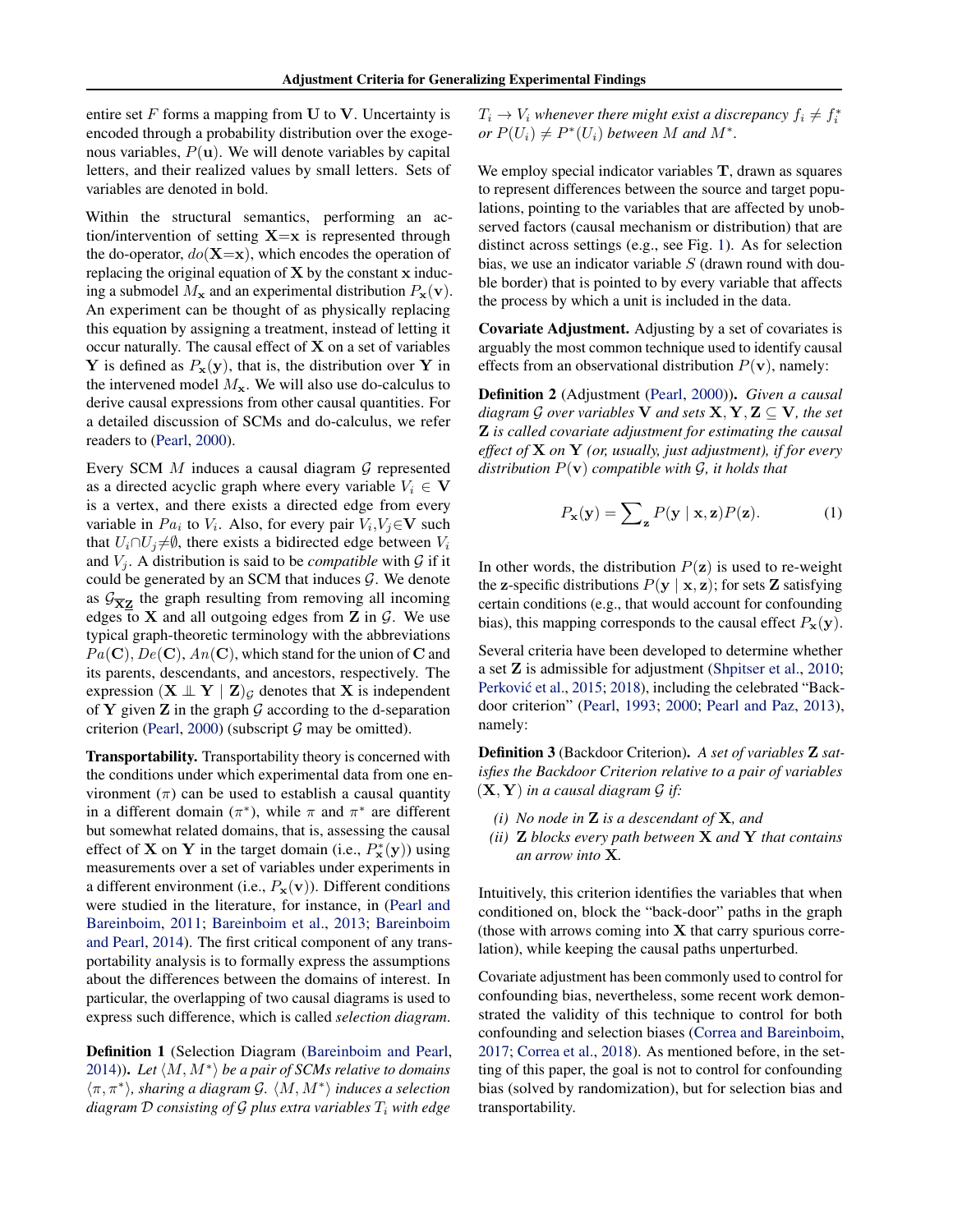entire set $F$ forms a mapping from $\mathbf{U}$ to $\mathbf{V}$. Uncertainty is encoded through a probability distribution over the exogenous variables, $P(\mathbf{u})$. We will denote variables by capital letters, and their realized values by small letters. Sets of variables are denoted in bold.

Within the structural semantics, performing an action/intervention of setting $\mathbf{X}{=}\mathbf{x}$ is represented through the do-operator, $do(\mathbf{X}{=}\mathbf{x})$, which encodes the operation of replacing the original equation of $\mathbf{X}$ by the constant $\mathbf{x}$ inducing a submodel $M_{\mathbf{x}}$ and an experimental distribution $P_{\mathbf{x}}(\mathbf{v})$. An experiment can be thought of as physically replacing this equation by assigning a treatment, instead of letting it occur naturally. The causal effect of $\mathbf{X}$ on a set of variables $\mathbf{Y}$ is defined as $P_{\mathbf{x}}(\mathbf{y})$, that is, the distribution over $\mathbf{Y}$ in the intervened model $M_{\mathbf{x}}$. We will also use do-calculus to derive causal expressions from other causal quantities. For a detailed discussion of SCMs and do-calculus, we refer readers to (Pearl, 2000).

Every SCM $M$ induces a causal diagram $\mathcal{G}$ represented as a directed acyclic graph where every variable $V_i \in \mathbf{V}$ is a vertex, and there exists a directed edge from every variable in $Pa_i$ to $V_i$. Also, for every pair $V_i, V_j \in \mathbf{V}$ such that $U_i \cap U_j \neq \emptyset$, there exists a bidirected edge between $V_i$ and $V_j$. A distribution is said to be *compatible* with $\mathcal{G}$ if it could be generated by an SCM that induces $\mathcal{G}$. We denote as $\mathcal{G}_{\overline{\mathbf{X}}\underline{\mathbf{Z}}}$ the graph resulting from removing all incoming edges to $\mathbf{X}$ and all outgoing edges from $\mathbf{Z}$ in $\mathcal{G}$. We use typical graph-theoretic terminology with the abbreviations $Pa(\mathbf{C})$, $De(\mathbf{C})$, $An(\mathbf{C})$, which stand for the union of $\mathbf{C}$ and its parents, descendants, and ancestors, respectively. The expression $(\mathbf{X} \perp\!\!\!\perp \mathbf{Y} \mid \mathbf{Z})_{\mathcal{G}}$ denotes that $\mathbf{X}$ is independent of $\mathbf{Y}$ given $\mathbf{Z}$ in the graph $\mathcal{G}$ according to the d-separation criterion (Pearl, 2000) (subscript $\mathcal{G}$ may be omitted).

**Transportability.** Transportability theory is concerned with the conditions under which experimental data from one environment ($\pi$) can be used to establish a causal quantity in a different domain ($\pi^*$), while $\pi$ and $\pi^*$ are different but somewhat related domains, that is, assessing the causal effect of $\mathbf{X}$ on $\mathbf{Y}$ in the target domain (i.e., $P^*_{\mathbf{x}}(\mathbf{y})$) using measurements over a set of variables under experiments in a different environment (i.e., $P_{\mathbf{x}}(\mathbf{v})$). Different conditions were studied in the literature, for instance, in (Pearl and Bareinboim, 2011; Bareinboim et al., 2013; Bareinboim and Pearl, 2014). The first critical component of any transportability analysis is to formally express the assumptions about the differences between the domains of interest. In particular, the overlapping of two causal diagrams is used to express such difference, which is called *selection diagram*.

**Definition 1** (Selection Diagram (Bareinboim and Pearl, 2014))**.** *Let $\langle M, M^* \rangle$ be a pair of SCMs relative to domains $\langle \pi, \pi^* \rangle$, sharing a diagram $\mathcal{G}$. $\langle M, M^* \rangle$ induces a selection diagram $\mathcal{D}$ consisting of $\mathcal{G}$ plus extra variables $T_i$ with edge $T_i \to V_i$ whenever there might exist a discrepancy $f_i \neq f_i^*$ or $P(U_i) \neq P^*(U_i)$ between $M$ and $M^*$.*

We employ special indicator variables $\mathbf{T}$, drawn as squares to represent differences between the source and target populations, pointing to the variables that are affected by unobserved factors (causal mechanism or distribution) that are distinct across settings (e.g., see Fig. 1). As for selection bias, we use an indicator variable $S$ (drawn round with double border) that is pointed to by every variable that affects the process by which a unit is included in the data.

**Covariate Adjustment.** Adjusting by a set of covariates is arguably the most common technique used to identify causal effects from an observational distribution $P(\mathbf{v})$, namely:

**Definition 2** (Adjustment (Pearl, 2000))**.** *Given a causal diagram $\mathcal{G}$ over variables $\mathbf{V}$ and sets $\mathbf{X}, \mathbf{Y}, \mathbf{Z} \subseteq \mathbf{V}$, the set $\mathbf{Z}$ is called covariate adjustment for estimating the causal effect of $\mathbf{X}$ on $\mathbf{Y}$ (or, usually, just adjustment), if for every distribution $P(\mathbf{v})$ compatible with $\mathcal{G}$, it holds that*

$$P_{\mathbf{x}}(\mathbf{y}) = \sum\nolimits_{\mathbf{z}} P(\mathbf{y} \mid \mathbf{x}, \mathbf{z}) P(\mathbf{z}). \tag{1}$$

In other words, the distribution $P(\mathbf{z})$ is used to re-weight the $\mathbf{z}$-specific distributions $P(\mathbf{y} \mid \mathbf{x}, \mathbf{z})$; for sets $\mathbf{Z}$ satisfying certain conditions (e.g., that would account for confounding bias), this mapping corresponds to the causal effect $P_{\mathbf{x}}(\mathbf{y})$.

Several criteria have been developed to determine whether a set $\mathbf{Z}$ is admissible for adjustment (Shpitser et al., 2010; Perković et al., 2015; 2018), including the celebrated "Backdoor criterion" (Pearl, 1993; 2000; Pearl and Paz, 2013), namely:

**Definition 3** (Backdoor Criterion)**.** *A set of variables $\mathbf{Z}$ satisfies the Backdoor Criterion relative to a pair of variables $(\mathbf{X}, \mathbf{Y})$ in a causal diagram $\mathcal{G}$ if:*

- *(i) No node in $\mathbf{Z}$ is a descendant of $\mathbf{X}$, and*
- *(ii) $\mathbf{Z}$ blocks every path between $\mathbf{X}$ and $\mathbf{Y}$ that contains an arrow into $\mathbf{X}$.*

Intuitively, this criterion identifies the variables that when conditioned on, block the "back-door" paths in the graph (those with arrows coming into $\mathbf{X}$ that carry spurious correlation), while keeping the causal paths unperturbed.

Covariate adjustment has been commonly used to control for confounding bias, nevertheless, some recent work demonstrated the validity of this technique to control for both confounding and selection biases (Correa and Bareinboim, 2017; Correa et al., 2018). As mentioned before, in the setting of this paper, the goal is not to control for confounding bias (solved by randomization), but for selection bias and transportability.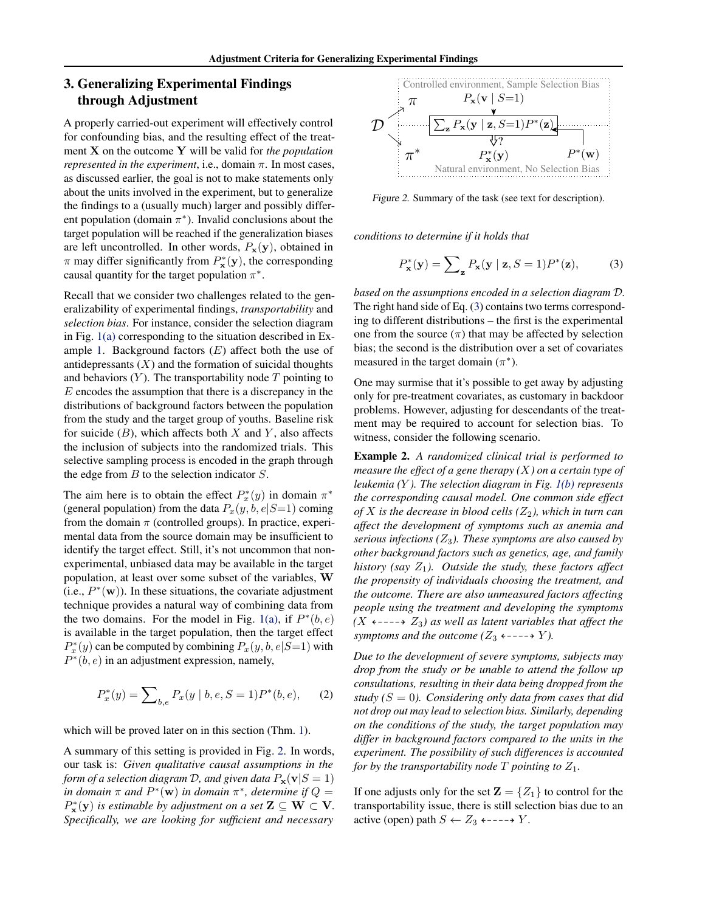## 3. Generalizing Experimental Findings through Adjustment

A properly carried-out experiment will effectively control for confounding bias, and the resulting effect of the treatment $\mathbf{X}$ on the outcome $\mathbf{Y}$ will be valid for *the population represented in the experiment*, i.e., domain $\pi$. In most cases, as discussed earlier, the goal is not to make statements only about the units involved in the experiment, but to generalize the findings to a (usually much) larger and possibly different population (domain $\pi^*$). Invalid conclusions about the target population will be reached if the generalization biases are left uncontrolled. In other words, $P_{\mathbf{x}}(\mathbf{y})$, obtained in $\pi$ may differ significantly from $P^*_{\mathbf{x}}(\mathbf{y})$, the corresponding causal quantity for the target population $\pi^*$.

Recall that we consider two challenges related to the generalizability of experimental findings, *transportability* and *selection bias*. For instance, consider the selection diagram in Fig. 1(a) corresponding to the situation described in Example 1. Background factors ($E$) affect both the use of antidepressants ($X$) and the formation of suicidal thoughts and behaviors ($Y$). The transportability node $T$ pointing to $E$ encodes the assumption that there is a discrepancy in the distributions of background factors between the population from the study and the target group of youths. Baseline risk for suicide ($B$), which affects both $X$ and $Y$, also affects the inclusion of subjects into the randomized trials. This selective sampling process is encoded in the graph through the edge from $B$ to the selection indicator $S$.

The aim here is to obtain the effect $P^*_x(y)$ in domain $\pi^*$ (general population) from the data $P_x(y, b, e|S{=}1)$ coming from the domain $\pi$ (controlled groups). In practice, experimental data from the source domain may be insufficient to identify the target effect. Still, it's not uncommon that non-experimental, unbiased data may be available in the target population, at least over some subset of the variables, $\mathbf{W}$ (i.e., $P^*(\mathbf{w})$). In these situations, the covariate adjustment technique provides a natural way of combining data from the two domains. For the model in Fig. 1(a), if $P^*(b, e)$ is available in the target population, then the target effect $P^*_x(y)$ can be computed by combining $P_x(y, b, e|S{=}1)$ with $P^*(b, e)$ in an adjustment expression, namely,

$$P^*_x(y) = \sum_{b,e} P_x(y \mid b, e, S = 1) P^*(b, e), \qquad (2)$$

which will be proved later on in this section (Thm. 1).

A summary of this setting is provided in Fig. 2. In words, our task is: *Given qualitative causal assumptions in the form of a selection diagram $\mathcal{D}$, and given data $P_{\mathbf{x}}(\mathbf{v}|S = 1)$ in domain $\pi$ and $P^*(\mathbf{w})$ in domain $\pi^*$, determine if $Q = P^*_{\mathbf{x}}(\mathbf{y})$ is estimable by adjustment on a set $\mathbf{Z} \subseteq \mathbf{W} \subset \mathbf{V}$. Specifically, we are looking for sufficient and necessary conditions to determine if it holds that*

$$P^*_{\mathbf{x}}(\mathbf{y}) = \sum_{\mathbf{z}} P_{\mathbf{x}}(\mathbf{y} \mid \mathbf{z}, S = 1) P^*(\mathbf{z}), \qquad (3)$$

*based on the assumptions encoded in a selection diagram $\mathcal{D}$.* The right hand side of Eq. (3) contains two terms corresponding to different distributions – the first is the experimental one from the source ($\pi$) that may be affected by selection bias; the second is the distribution over a set of covariates measured in the target domain ($\pi^*$).

Controlled environment, Sample Selection Bias

$\mathcal{D}$ → $\pi$: $P_{\mathbf{x}}(\mathbf{v} \mid S{=}1)$ → $\sum_{\mathbf{z}} P_{\mathbf{x}}(\mathbf{y} \mid \mathbf{z}, S{=}1) P^*(\mathbf{z})$ ← $P^*(\mathbf{w})$; $\Downarrow ?$ $\pi^*$: $P^*_{\mathbf{x}}(\mathbf{y})$

Natural environment, No Selection Bias

*Figure 2.* Summary of the task (see text for description).

One may surmise that it's possible to get away by adjusting only for pre-treatment covariates, as customary in backdoor problems. However, adjusting for descendants of the treatment may be required to account for selection bias. To witness, consider the following scenario.

**Example 2.** *A randomized clinical trial is performed to measure the effect of a gene therapy ($X$) on a certain type of leukemia ($Y$). The selection diagram in Fig. 1(b) represents the corresponding causal model. One common side effect of $X$ is the decrease in blood cells ($Z_2$), which in turn can affect the development of symptoms such as anemia and serious infections ($Z_3$). These symptoms are also caused by other background factors such as genetics, age, and family history (say $Z_1$). Outside the study, these factors affect the propensity of individuals choosing the treatment, and the outcome. There are also unmeasured factors affecting people using the treatment and developing the symptoms ($X \leftarrow\!\!\dashrightarrow Z_3$) as well as latent variables that affect the symptoms and the outcome ($Z_3 \leftarrow\!\!\dashrightarrow Y$).*

*Due to the development of severe symptoms, subjects may drop from the study or be unable to attend the follow up consultations, resulting in their data being dropped from the study ($S = 0$). Considering only data from cases that did not drop out may lead to selection bias. Similarly, depending on the conditions of the study, the target population may differ in background factors compared to the units in the experiment. The possibility of such differences is accounted for by the transportability node $T$ pointing to $Z_1$.*

If one adjusts only for the set $\mathbf{Z} = \{Z_1\}$ to control for the transportability issue, there is still selection bias due to an active (open) path $S \leftarrow Z_3 \leftarrow\!\!\dashrightarrow Y$.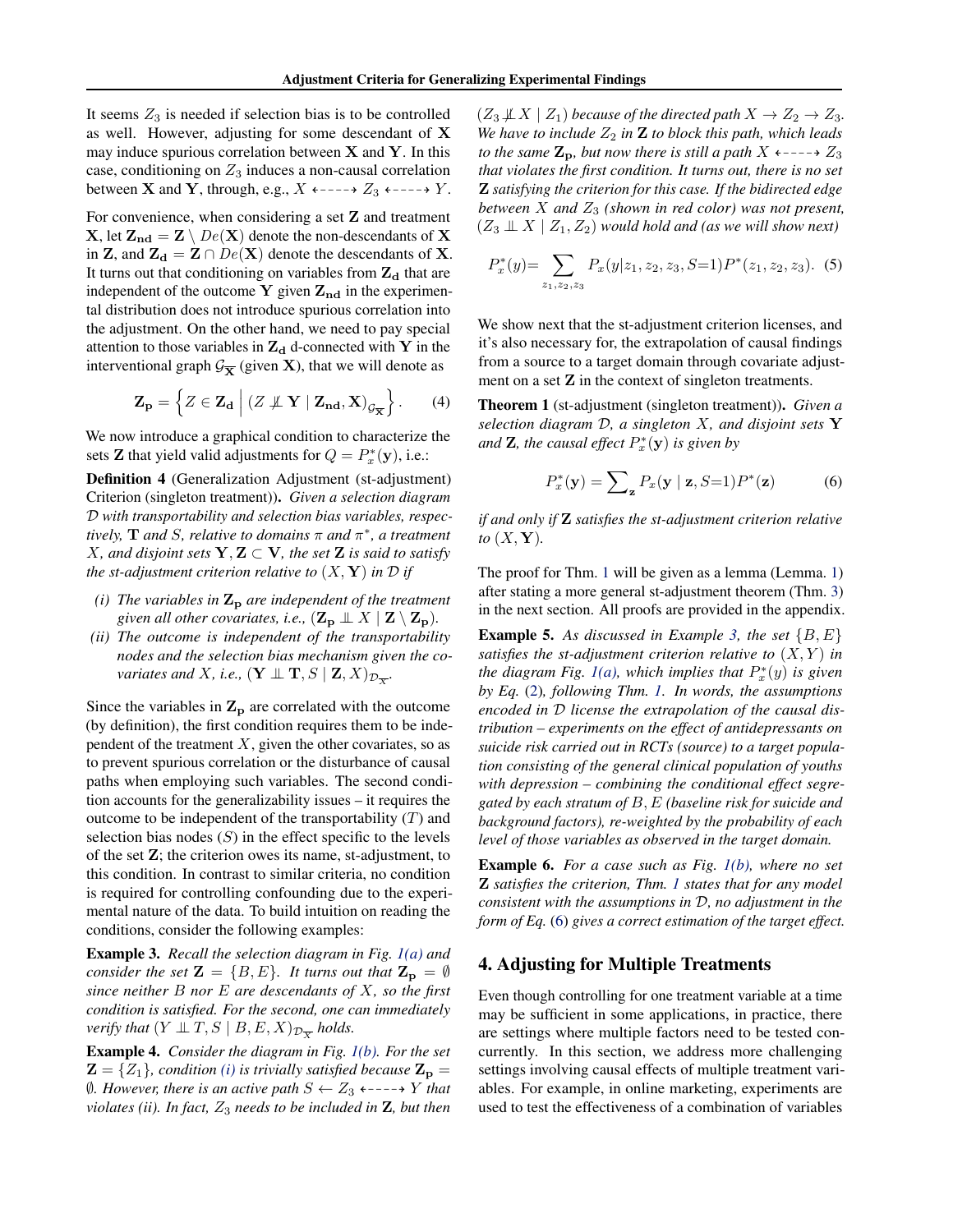It seems $Z_3$ is needed if selection bias is to be controlled as well. However, adjusting for some descendant of $\mathbf{X}$ may induce spurious correlation between $\mathbf{X}$ and $\mathbf{Y}$. In this case, conditioning on $Z_3$ induces a non-causal correlation between $\mathbf{X}$ and $\mathbf{Y}$, through, e.g., $X \leftarrow\!\!-\!\!-\!\!\rightarrow Z_3 \leftarrow\!\!-\!\!-\!\!\rightarrow Y$.

For convenience, when considering a set $\mathbf{Z}$ and treatment $\mathbf{X}$, let $\mathbf{Z_{nd}} = \mathbf{Z} \setminus De(\mathbf{X})$ denote the non-descendants of $\mathbf{X}$ in $\mathbf{Z}$, and $\mathbf{Z_d} = \mathbf{Z} \cap De(\mathbf{X})$ denote the descendants of $\mathbf{X}$. It turns out that conditioning on variables from $\mathbf{Z_d}$ that are independent of the outcome $\mathbf{Y}$ given $\mathbf{Z_{nd}}$ in the experimental distribution does not introduce spurious correlation into the adjustment. On the other hand, we need to pay special attention to those variables in $\mathbf{Z_d}$ d-connected with $\mathbf{Y}$ in the interventional graph $\mathcal{G}_{\overline{\mathbf{X}}}$ (given $\mathbf{X}$), that we will denote as

$$\mathbf{Z_p} = \left\{ Z \in \mathbf{Z_d} \;\middle|\; (Z \not\perp\!\!\!\perp \mathbf{Y} \mid \mathbf{Z_{nd}}, \mathbf{X})_{\mathcal{G}_{\overline{\mathbf{X}}}} \right\}. \quad (4)$$

We now introduce a graphical condition to characterize the sets $\mathbf{Z}$ that yield valid adjustments for $Q = P^*_x(\mathbf{y})$, i.e.:

**Definition 4** (Generalization Adjustment (st-adjustment) Criterion (singleton treatment)). *Given a selection diagram $\mathcal{D}$ with transportability and selection bias variables, respectively, $\mathbf{T}$ and $S$, relative to domains $\pi$ and $\pi^*$, a treatment $X$, and disjoint sets $\mathbf{Y}, \mathbf{Z} \subset \mathbf{V}$, the set $\mathbf{Z}$ is said to satisfy the st-adjustment criterion relative to $(X, \mathbf{Y})$ in $\mathcal{D}$ if*

- *(i) The variables in $\mathbf{Z_p}$ are independent of the treatment given all other covariates, i.e., $(\mathbf{Z_p} \perp\!\!\!\perp X \mid \mathbf{Z} \setminus \mathbf{Z_p})$.*
- *(ii) The outcome is independent of the transportability nodes and the selection bias mechanism given the covariates and $X$, i.e., $(\mathbf{Y} \perp\!\!\!\perp \mathbf{T}, S \mid \mathbf{Z}, X)_{\mathcal{D}_{\overline{X}}}$.*

Since the variables in $\mathbf{Z_p}$ are correlated with the outcome (by definition), the first condition requires them to be independent of the treatment $X$, given the other covariates, so as to prevent spurious correlation or the disturbance of causal paths when employing such variables. The second condition accounts for the generalizability issues – it requires the outcome to be independent of the transportability ($T$) and selection bias nodes ($S$) in the effect specific to the levels of the set $\mathbf{Z}$; the criterion owes its name, st-adjustment, to this condition. In contrast to similar criteria, no condition is required for controlling confounding due to the experimental nature of the data. To build intuition on reading the conditions, consider the following examples:

**Example 3.** *Recall the selection diagram in Fig. 1(a) and consider the set $\mathbf{Z} = \{B, E\}$. It turns out that $\mathbf{Z_p} = \emptyset$ since neither $B$ nor $E$ are descendants of $X$, so the first condition is satisfied. For the second, one can immediately verify that $(Y \perp\!\!\!\perp T, S \mid B, E, X)_{\mathcal{D}_{\overline{X}}}$ holds.*

**Example 4.** *Consider the diagram in Fig. 1(b). For the set $\mathbf{Z} = \{Z_1\}$, condition (i) is trivially satisfied because $\mathbf{Z_p} = \emptyset$. However, there is an active path $S \leftarrow Z_3 \leftarrow\!\!-\!\!-\!\!\rightarrow Y$ that violates (ii). In fact, $Z_3$ needs to be included in $\mathbf{Z}$, but then $(Z_3 \not\perp\!\!\!\perp X \mid Z_1)$ because of the directed path $X \rightarrow Z_2 \rightarrow Z_3$. We have to include $Z_2$ in $\mathbf{Z}$ to block this path, which leads to the same $\mathbf{Z_p}$, but now there is still a path $X \leftarrow\!\!-\!\!-\!\!\rightarrow Z_3$ that violates the first condition. It turns out, there is no set $\mathbf{Z}$ satisfying the criterion for this case. If the bidirected edge between $X$ and $Z_3$ (shown in red color) was not present, $(Z_3 \perp\!\!\!\perp X \mid Z_1, Z_2)$ would hold and (as we will show next)*

$$P^*_x(y) = \sum_{z_1, z_2, z_3} P_x(y | z_1, z_2, z_3, S{=}1) P^*(z_1, z_2, z_3). \quad (5)$$

We show next that the st-adjustment criterion licenses, and it's also necessary for, the extrapolation of causal findings from a source to a target domain through covariate adjustment on a set $\mathbf{Z}$ in the context of singleton treatments.

**Theorem 1** (st-adjustment (singleton treatment)). *Given a selection diagram $\mathcal{D}$, a singleton $X$, and disjoint sets $\mathbf{Y}$ and $\mathbf{Z}$, the causal effect $P^*_x(\mathbf{y})$ is given by*

$$P^*_x(\mathbf{y}) = \sum\nolimits_{\mathbf{z}} P_x(\mathbf{y} \mid \mathbf{z}, S{=}1) P^*(\mathbf{z}) \quad (6)$$

*if and only if $\mathbf{Z}$ satisfies the st-adjustment criterion relative to $(X, \mathbf{Y})$.*

The proof for Thm. 1 will be given as a lemma (Lemma. 1) after stating a more general st-adjustment theorem (Thm. 3) in the next section. All proofs are provided in the appendix.

**Example 5.** *As discussed in Example 3, the set $\{B, E\}$ satisfies the st-adjustment criterion relative to $(X, Y)$ in the diagram Fig. 1(a), which implies that $P^*_x(y)$ is given by Eq. (2), following Thm. 1. In words, the assumptions encoded in $\mathcal{D}$ license the extrapolation of the causal distribution – experiments on the effect of antidepressants on suicide risk carried out in RCTs (source) to a target population consisting of the general clinical population of youths with depression – combining the conditional effect segregated by each stratum of $B, E$ (baseline risk for suicide and background factors), re-weighted by the probability of each level of those variables as observed in the target domain.*

**Example 6.** *For a case such as Fig. 1(b), where no set $\mathbf{Z}$ satisfies the criterion, Thm. 1 states that for any model consistent with the assumptions in $\mathcal{D}$, no adjustment in the form of Eq. (6) gives a correct estimation of the target effect.*

## 4. Adjusting for Multiple Treatments

Even though controlling for one treatment variable at a time may be sufficient in some applications, in practice, there are settings where multiple factors need to be tested concurrently. In this section, we address more challenging settings involving causal effects of multiple treatment variables. For example, in online marketing, experiments are used to test the effectiveness of a combination of variables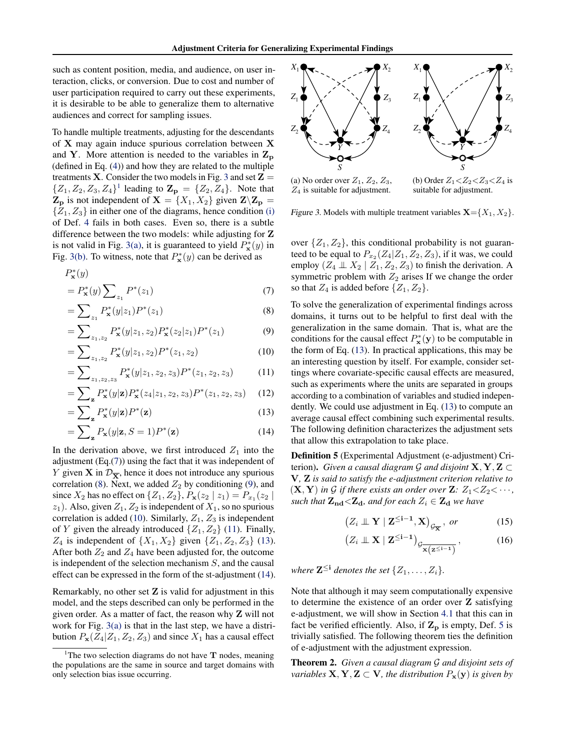such as content position, media, and audience, on user interaction, clicks, or conversion. Due to cost and number of user participation required to carry out these experiments, it is desirable to be able to generalize them to alternative audiences and correct for sampling issues.

To handle multiple treatments, adjusting for the descendants of $\mathbf{X}$ may again induce spurious correlation between $\mathbf{X}$ and $\mathbf{Y}$. More attention is needed to the variables in $\mathbf{Z_p}$ (defined in Eq. (4)) and how they are related to the multiple treatments $\mathbf{X}$. Consider the two models in Fig. 3 and set $\mathbf{Z} = \{Z_1, Z_2, Z_3, Z_4\}$[1] leading to $\mathbf{Z_p} = \{Z_2, Z_4\}$. Note that $\mathbf{Z_p}$ is not independent of $\mathbf{X} = \{X_1, X_2\}$ given $\mathbf{Z} \setminus \mathbf{Z_p} = \{Z_1, Z_3\}$ in either one of the diagrams, hence condition (i) of Def. 4 fails in both cases. Even so, there is a subtle difference between the two models: while adjusting for $\mathbf{Z}$ is not valid in Fig. 3(a), it is guaranteed to yield $P^*_{\mathbf{x}}(y)$ in Fig. 3(b). To witness, note that $P^*_{\mathbf{x}}(y)$ can be derived as

$$
\begin{aligned}
&P^*_{\mathbf{x}}(y) \\
&= P^*_{\mathbf{x}}(y) \sum_{z_1} P^*(z_1) && (7)\\
&= \sum_{z_1} P^*_{\mathbf{x}}(y|z_1) P^*(z_1) && (8)\\
&= \sum_{z_1,z_2} P^*_{\mathbf{x}}(y|z_1,z_2) P^*_{\mathbf{x}}(z_2|z_1) P^*(z_1) && (9)\\
&= \sum_{z_1,z_2} P^*_{\mathbf{x}}(y|z_1,z_2) P^*(z_1,z_2) && (10)\\
&= \sum_{z_1,z_2,z_3} P^*_{\mathbf{x}}(y|z_1,z_2,z_3) P^*(z_1,z_2,z_3) && (11)\\
&= \sum_{\mathbf{z}} P^*_{\mathbf{x}}(y|\mathbf{z}) P^*_{\mathbf{x}}(z_4|z_1,z_2,z_3) P^*(z_1,z_2,z_3) && (12)\\
&= \sum_{\mathbf{z}} P^*_{\mathbf{x}}(y|\mathbf{z}) P^*(\mathbf{z}) && (13)\\
&= \sum_{\mathbf{z}} P_{\mathbf{x}}(y|\mathbf{z}, S=1) P^*(\mathbf{z}) && (14)
\end{aligned}
$$

In the derivation above, we first introduced $Z_1$ into the adjustment (Eq.(7)) using the fact that it was independent of $Y$ given $\mathbf{X}$ in $\mathcal{D}_{\overline{\mathbf{X}}}$, hence it does not introduce any spurious correlation (8). Next, we added $Z_2$ by conditioning (9), and since $X_2$ has no effect on $\{Z_1, Z_2\}$, $P_{\mathbf{x}}(z_2 \mid z_1) = P_{x_1}(z_2 \mid z_1)$. Also, given $Z_1, Z_2$ is independent of $X_1$, so no spurious correlation is added (10). Similarly, $Z_1, Z_3$ is independent of $Y$ given the already introduced $\{Z_1, Z_2\}$ (11). Finally, $Z_4$ is independent of $\{X_1, X_2\}$ given $\{Z_1, Z_2, Z_3\}$ (13). After both $Z_2$ and $Z_4$ have been adjusted for, the outcome is independent of the selection mechanism $S$, and the causal effect can be expressed in the form of the st-adjustment (14).

Remarkably, no other set $\mathbf{Z}$ is valid for adjustment in this model, and the steps described can only be performed in the given order. As a matter of fact, the reason why $\mathbf{Z}$ will not work for Fig. 3(a) is that in the last step, we have a distribution $P_{\mathbf{x}}(Z_4|Z_1, Z_2, Z_3)$ and since $X_1$ has a causal effect over $\{Z_1, Z_2\}$, this conditional probability is not guaranteed to be equal to $P_{x_2}(Z_4|Z_1, Z_2, Z_3)$, if it was, we could employ $(Z_4 \perp\!\!\!\perp X_2 \mid Z_1, Z_2, Z_3)$ to finish the derivation. A symmetric problem with $Z_2$ arises If we change the order so that $Z_4$ is added before $\{Z_1, Z_2\}$.

[1] The two selection diagrams do not have $\mathbf{T}$ nodes, meaning the populations are the same in source and target domains with only selection bias issue occurring.

(a) No order over $Z_1$, $Z_2$, $Z_3$, $Z_4$ is suitable for adjustment.

(b) Order $Z_1{<}Z_2{<}Z_3{<}Z_4$ is suitable for adjustment.

*Figure 3.* Models with multiple treatment variables $\mathbf{X}{=}\{X_1, X_2\}$.

To solve the generalization of experimental findings across domains, it turns out to be helpful to first deal with the generalization in the same domain. That is, what are the conditions for the causal effect $P^*_{\mathbf{x}}(\mathbf{y})$ to be computable in the form of Eq. (13). In practical applications, this may be an interesting question by itself. For example, consider settings where covariate-specific causal effects are measured, such as experiments where the units are separated in groups according to a combination of variables and studied independently. We could use adjustment in Eq. (13) to compute an average causal effect combining such experimental results. The following definition characterizes the adjustment sets that allow this extrapolation to take place.

**Definition 5** (Experimental Adjustment (e-adjustment) Criterion). *Given a causal diagram $\mathcal{G}$ and disjoint $\mathbf{X}, \mathbf{Y}, \mathbf{Z} \subset \mathbf{V}$, $\mathbf{Z}$ is said to satisfy the e-adjustment criterion relative to $(\mathbf{X}, \mathbf{Y})$ in $\mathcal{G}$ if there exists an order over $\mathbf{Z}$: $Z_1{<}Z_2{<}\cdots$, such that $\mathbf{Z_{nd}}{<}\mathbf{Z_d}$, and for each $Z_i \in \mathbf{Z_d}$ we have*

$$\left(Z_i \perp\!\!\!\perp \mathbf{Y} \mid \mathbf{Z^{\leq i-1}}, \mathbf{X}\right)_{\mathcal{G}_{\overline{\mathbf{X}}}}, \text{ or} \tag{15}$$

$$\left(Z_i \perp\!\!\!\perp \mathbf{X} \mid \mathbf{Z^{\leq i-1}}\right)_{\mathcal{G}_{\overline{\mathbf{X}(\mathbf{Z^{\leq i-1}})}}}, \tag{16}$$

*where $\mathbf{Z^{\leq i}}$ denotes the set $\{Z_1, \ldots, Z_i\}$.*

Note that although it may seem computationally expensive to determine the existence of an order over $\mathbf{Z}$ satisfying e-adjustment, we will show in Section 4.1 that this can in fact be verified efficiently. Also, if $\mathbf{Z_p}$ is empty, Def. 5 is trivially satisfied. The following theorem ties the definition of e-adjustment with the adjustment expression.

**Theorem 2.** *Given a causal diagram $\mathcal{G}$ and disjoint sets of variables $\mathbf{X}, \mathbf{Y}, \mathbf{Z} \subset \mathbf{V}$, the distribution $P_{\mathbf{x}}(\mathbf{y})$ is given by*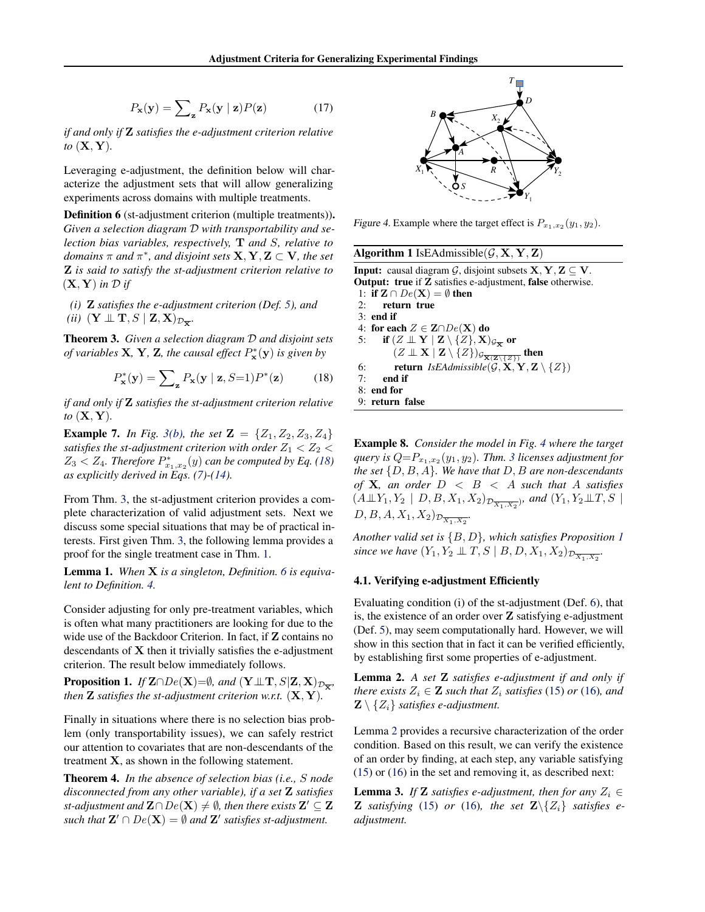$$P_{\mathbf{x}}(\mathbf{y}) = \sum\nolimits_{\mathbf{z}} P_{\mathbf{x}}(\mathbf{y} \mid \mathbf{z}) P(\mathbf{z}) \tag{17}$$

*if and only if* $\mathbf{Z}$ *satisfies the e-adjustment criterion relative to* $(\mathbf{X}, \mathbf{Y})$.

Leveraging e-adjustment, the definition below will characterize the adjustment sets that will allow generalizing experiments across domains with multiple treatments.

**Definition 6** (st-adjustment criterion (multiple treatments)). *Given a selection diagram* $\mathcal{D}$ *with transportability and selection bias variables,* $\mathbf{T}$ *and* $S$*, relative to domains* $\pi$ *and* $\pi^*$*, and disjoint sets* $\mathbf{X}, \mathbf{Y}, \mathbf{Z} \subset \mathbf{V}$*, the set* $\mathbf{Z}$ *is said to satisfy the st-adjustment criterion relative to* $(\mathbf{X}, \mathbf{Y})$ *in* $\mathcal{D}$ *if*

*(i)* $\mathbf{Z}$ *satisfies the e-adjustment criterion (Def. 5), and*
*(ii)* $(\mathbf{Y} \perp\!\!\!\perp \mathbf{T}, S \mid \mathbf{Z}, \mathbf{X})_{\mathcal{D}_{\overline{\mathbf{X}}}}$.

**Theorem 3.** *Given a selection diagram* $\mathcal{D}$ *and disjoint sets of variables* $\mathbf{X}$*,* $\mathbf{Y}$*,* $\mathbf{Z}$*, the causal effect* $P^*_{\mathbf{x}}(\mathbf{y})$ *is given by*

$$P^*_{\mathbf{x}}(\mathbf{y}) = \sum\nolimits_{\mathbf{z}} P_{\mathbf{x}}(\mathbf{y} \mid \mathbf{z}, S{=}1) P^*(\mathbf{z}) \tag{18}$$

*if and only if* $\mathbf{Z}$ *satisfies the st-adjustment criterion relative to* $(\mathbf{X}, \mathbf{Y})$.

**Example 7.** *In Fig. 3(b), the set* $\mathbf{Z} = \{Z_1, Z_2, Z_3, Z_4\}$ *satisfies the st-adjustment criterion with order* $Z_1 < Z_2 < Z_3 < Z_4$*. Therefore* $P^*_{x_1,x_2}(y)$ *can be computed by Eq. (18) as explicitly derived in Eqs. (7)-(14).*

From Thm. 3, the st-adjustment criterion provides a complete characterization of valid adjustment sets. Next we discuss some special situations that may be of practical interests. First given Thm. 3, the following lemma provides a proof for the single treatment case in Thm. 1.

**Lemma 1.** *When* $\mathbf{X}$ *is a singleton, Definition. 6 is equivalent to Definition. 4.*

Consider adjusting for only pre-treatment variables, which is often what many practitioners are looking for due to the wide use of the Backdoor Criterion. In fact, if $\mathbf{Z}$ contains no descendants of $\mathbf{X}$ then it trivially satisfies the e-adjustment criterion. The result below immediately follows.

**Proposition 1.** *If* $\mathbf{Z} \cap De(\mathbf{X}) = \emptyset$*, and* $(\mathbf{Y} \perp\!\!\!\perp \mathbf{T}, S | \mathbf{Z}, \mathbf{X})_{\mathcal{D}_{\overline{\mathbf{X}}}}$*, then* $\mathbf{Z}$ *satisfies the st-adjustment criterion w.r.t.* $(\mathbf{X}, \mathbf{Y})$.

Finally in situations where there is no selection bias problem (only transportability issues), we can safely restrict our attention to covariates that are non-descendants of the treatment $\mathbf{X}$, as shown in the following statement.

**Theorem 4.** *In the absence of selection bias (i.e.,* $S$ *node disconnected from any other variable), if a set* $\mathbf{Z}$ *satisfies st-adjustment and* $\mathbf{Z} \cap De(\mathbf{X}) \neq \emptyset$*, then there exists* $\mathbf{Z}' \subseteq \mathbf{Z}$ *such that* $\mathbf{Z}' \cap De(\mathbf{X}) = \emptyset$ *and* $\mathbf{Z}'$ *satisfies st-adjustment.*

*Figure 4.* Example where the target effect is $P_{x_1,x_2}(y_1, y_2)$.

**Algorithm 1** IsEAdmissible($\mathcal{G}, \mathbf{X}, \mathbf{Y}, \mathbf{Z}$)

```
Input: causal diagram G, disjoint subsets X, Y, Z ⊆ V.
Output: true if Z satisfies e-adjustment, false otherwise.
1: if Z ∩ De(X) = ∅ then
2:     return true
3: end if
4: for each Z ∈ Z∩De(X) do
5:     if (Z ⊥⊥ Y | Z \ {Z}, X)_{G_X̄} or
          (Z ⊥⊥ X | Z \ {Z})_{G_{X(Z\{Z})}} then
6:         return IsEAdmissible(G, X, Y, Z \ {Z})
7:     end if
8: end for
9: return false
```

**Example 8.** *Consider the model in Fig. 4 where the target query is* $Q{=}P_{x_1,x_2}(y_1, y_2)$*. Thm. 3 licenses adjustment for the set* $\{D, B, A\}$*. We have that* $D, B$ *are non-descendants of* $\mathbf{X}$*, an order* $D < B < A$ *such that* $A$ *satisfies* $(A \perp\!\!\!\perp Y_1, Y_2 \mid D, B, X_1, X_2)_{\mathcal{D}_{\overline{X_1,X_2}}}$*, and* $(Y_1, Y_2 \perp\!\!\!\perp T, S \mid D, B, A, X_1, X_2)_{\mathcal{D}_{\overline{X_1,X_2}}}$.

*Another valid set is* $\{B, D\}$*, which satisfies Proposition 1 since we have* $(Y_1, Y_2 \perp\!\!\!\perp T, S \mid B, D, X_1, X_2)_{\mathcal{D}_{\overline{X_1,X_2}}}$.

### 4.1. Verifying e-adjustment Efficiently

Evaluating condition (i) of the st-adjustment (Def. 6), that is, the existence of an order over $\mathbf{Z}$ satisfying e-adjustment (Def. 5), may seem computationally hard. However, we will show in this section that in fact it can be verified efficiently, by establishing first some properties of e-adjustment.

**Lemma 2.** *A set* $\mathbf{Z}$ *satisfies e-adjustment if and only if there exists* $Z_i \in \mathbf{Z}$ *such that* $Z_i$ *satisfies (15) or (16), and* $\mathbf{Z} \setminus \{Z_i\}$ *satisfies e-adjustment.*

Lemma 2 provides a recursive characterization of the order condition. Based on this result, we can verify the existence of an order by finding, at each step, any variable satisfying (15) or (16) in the set and removing it, as described next:

**Lemma 3.** *If* $\mathbf{Z}$ *satisfies e-adjustment, then for any* $Z_i \in \mathbf{Z}$ *satisfying (15) or (16), the set* $\mathbf{Z} \setminus \{Z_i\}$ *satisfies e-adjustment.*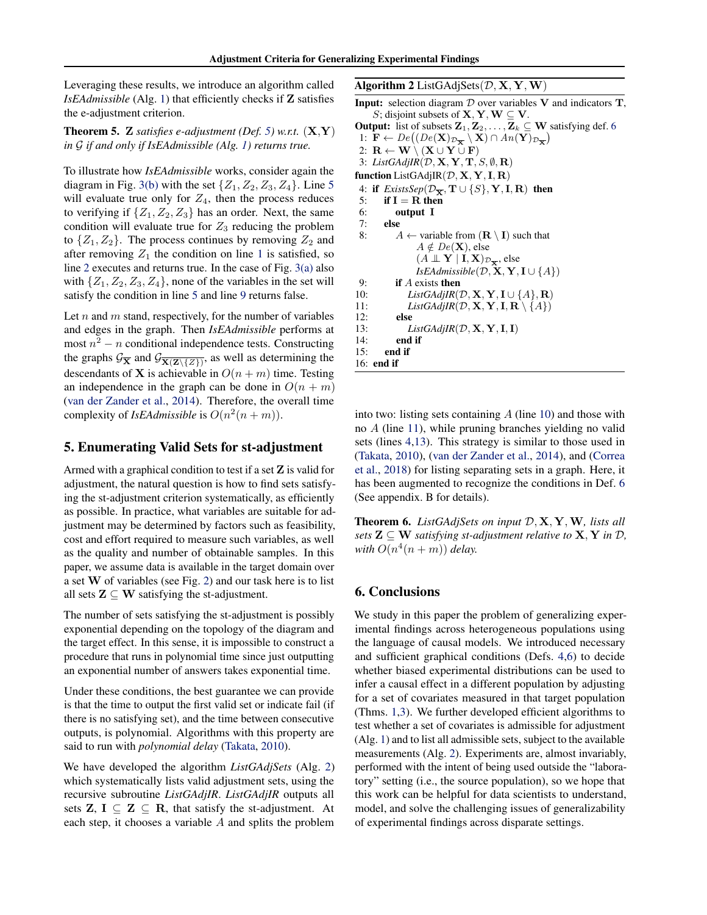Leveraging these results, we introduce an algorithm called *IsEAdmissible* (Alg. 1) that efficiently checks if $\mathbf{Z}$ satisfies the e-adjustment criterion.

**Theorem 5.** $\mathbf{Z}$ *satisfies e-adjustment (Def. 5) w.r.t.* $(\mathbf{X},\mathbf{Y})$ *in* $\mathcal{G}$ *if and only if IsEAdmissible (Alg. 1) returns true.*

To illustrate how *IsEAdmissible* works, consider again the diagram in Fig. 3(b) with the set $\{Z_1, Z_2, Z_3, Z_4\}$. Line 5 will evaluate true only for $Z_4$, then the process reduces to verifying if $\{Z_1, Z_2, Z_3\}$ has an order. Next, the same condition will evaluate true for $Z_3$ reducing the problem to $\{Z_1, Z_2\}$. The process continues by removing $Z_2$ and after removing $Z_1$ the condition on line 1 is satisfied, so line 2 executes and returns true. In the case of Fig. 3(a) also with $\{Z_1, Z_2, Z_3, Z_4\}$, none of the variables in the set will satisfy the condition in line 5 and line 9 returns false.

Let $n$ and $m$ stand, respectively, for the number of variables and edges in the graph. Then *IsEAdmissible* performs at most $n^2 - n$ conditional independence tests. Constructing the graphs $\mathcal{G}_{\overline{\mathbf{X}}}$ and $\mathcal{G}_{\overline{\mathbf{X}(\mathbf{Z}\setminus\{Z\})}}$, as well as determining the descendants of $\mathbf{X}$ is achievable in $O(n+m)$ time. Testing an independence in the graph can be done in $O(n+m)$ (van der Zander et al., 2014). Therefore, the overall time complexity of *IsEAdmissible* is $O(n^2(n+m))$.

## 5. Enumerating Valid Sets for st-adjustment

Armed with a graphical condition to test if a set $\mathbf{Z}$ is valid for adjustment, the natural question is how to find sets satisfying the st-adjustment criterion systematically, as efficiently as possible. In practice, what variables are suitable for adjustment may be determined by factors such as feasibility, cost and effort required to measure such variables, as well as the quality and number of obtainable samples. In this paper, we assume data is available in the target domain over a set $\mathbf{W}$ of variables (see Fig. 2) and our task here is to list all sets $\mathbf{Z} \subseteq \mathbf{W}$ satisfying the st-adjustment.

The number of sets satisfying the st-adjustment is possibly exponential depending on the topology of the diagram and the target effect. In this sense, it is impossible to construct a procedure that runs in polynomial time since just outputting an exponential number of answers takes exponential time.

Under these conditions, the best guarantee we can provide is that the time to output the first valid set or indicate fail (if there is no satisfying set), and the time between consecutive outputs, is polynomial. Algorithms with this property are said to run with *polynomial delay* (Takata, 2010).

We have developed the algorithm *ListGAdjSets* (Alg. 2) which systematically lists valid adjustment sets, using the recursive subroutine *ListGAdjIR*. *ListGAdjIR* outputs all sets $\mathbf{Z}$, $\mathbf{I} \subseteq \mathbf{Z} \subseteq \mathbf{R}$, that satisfy the st-adjustment. At each step, it chooses a variable $A$ and splits the problem

**Algorithm 2** ListGAdjSets($\mathcal{D}, \mathbf{X}, \mathbf{Y}, \mathbf{W}$)

```
Input: selection diagram D over variables V and indicators T,
       S; disjoint subsets of X, Y, W ⊆ V.
Output: list of subsets Z_1, Z_2, ..., Z_k ⊆ W satisfying def. 6
 1: F ← De((De(X)_{D_X̄} \ X) ∩ An(Y)_{D_X̄})
 2: R ← W \ (X ∪ Y ∪ F)
 3: ListGAdjIR(D, X, Y, T, S, ∅, R)
function ListGAdjIR(D, X, Y, I, R)
 4: if ExistsSep(D_X̄, T ∪ {S}, Y, I, R) then
 5:    if I = R then
 6:       output I
 7:    else
 8:       A ← variable from (R \ I) such that
               A ∉ De(X), else
               (A ⊥⊥ Y | I, X)_{D_X̄}, else
               IsEAdmissible(D, X, Y, I ∪ {A})
 9:       if A exists then
10:          ListGAdjIR(D, X, Y, I ∪ {A}, R)
11:          ListGAdjIR(D, X, Y, I, R \ {A})
12:       else
13:          ListGAdjIR(D, X, Y, I, I)
14:       end if
15:    end if
16: end if
```

into two: listing sets containing $A$ (line 10) and those with no $A$ (line 11), while pruning branches yielding no valid sets (lines 4,13). This strategy is similar to those used in (Takata, 2010), (van der Zander et al., 2014), and (Correa et al., 2018) for listing separating sets in a graph. Here, it has been augmented to recognize the conditions in Def. 6 (See appendix. B for details).

**Theorem 6.** *ListGAdjSets on input* $\mathcal{D}, \mathbf{X}, \mathbf{Y}, \mathbf{W}$*, lists all sets* $\mathbf{Z} \subseteq \mathbf{W}$ *satisfying st-adjustment relative to* $\mathbf{X}, \mathbf{Y}$ *in* $\mathcal{D}$*, with* $O(n^4(n+m))$ *delay.*

## 6. Conclusions

We study in this paper the problem of generalizing experimental findings across heterogeneous populations using the language of causal models. We introduced necessary and sufficient graphical conditions (Defs. 4,6) to decide whether biased experimental distributions can be used to infer a causal effect in a different population by adjusting for a set of covariates measured in that target population (Thms. 1,3). We further developed efficient algorithms to test whether a set of covariates is admissible for adjustment (Alg. 1) and to list all admissible sets, subject to the available measurements (Alg. 2). Experiments are, almost invariably, performed with the intent of being used outside the "laboratory" setting (i.e., the source population), so we hope that this work can be helpful for data scientists to understand, model, and solve the challenging issues of generalizability of experimental findings across disparate settings.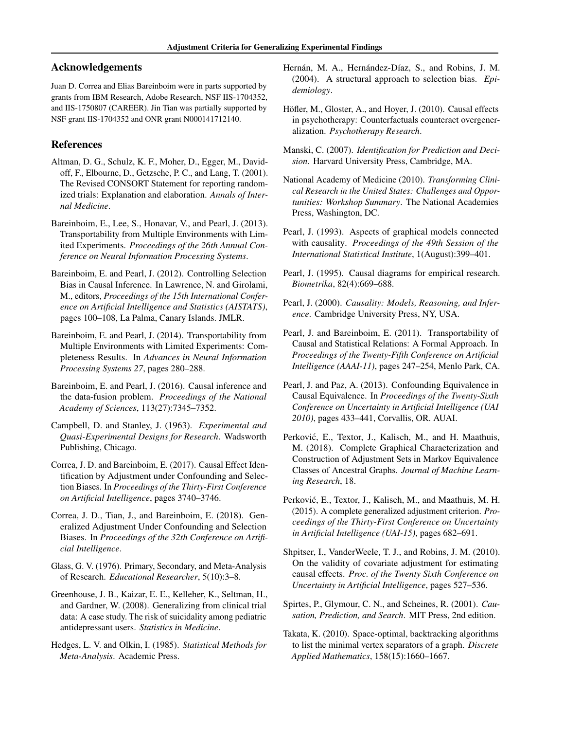## Acknowledgements

Juan D. Correa and Elias Bareinboim were in parts supported by grants from IBM Research, Adobe Research, NSF IIS-1704352, and IIS-1750807 (CAREER). Jin Tian was partially supported by NSF grant IIS-1704352 and ONR grant N000141712140.

## References

Altman, D. G., Schulz, K. F., Moher, D., Egger, M., Davidoff, F., Elbourne, D., Getzsche, P. C., and Lang, T. (2001). The Revised CONSORT Statement for reporting randomized trials: Explanation and elaboration. *Annals of Internal Medicine*.

Bareinboim, E., Lee, S., Honavar, V., and Pearl, J. (2013). Transportability from Multiple Environments with Limited Experiments. *Proceedings of the 26th Annual Conference on Neural Information Processing Systems*.

Bareinboim, E. and Pearl, J. (2012). Controlling Selection Bias in Causal Inference. In Lawrence, N. and Girolami, M., editors, *Proceedings of the 15th International Conference on Artificial Intelligence and Statistics (AISTATS)*, pages 100–108, La Palma, Canary Islands. JMLR.

Bareinboim, E. and Pearl, J. (2014). Transportability from Multiple Environments with Limited Experiments: Completeness Results. In *Advances in Neural Information Processing Systems 27*, pages 280–288.

Bareinboim, E. and Pearl, J. (2016). Causal inference and the data-fusion problem. *Proceedings of the National Academy of Sciences*, 113(27):7345–7352.

Campbell, D. and Stanley, J. (1963). *Experimental and Quasi-Experimental Designs for Research*. Wadsworth Publishing, Chicago.

Correa, J. D. and Bareinboim, E. (2017). Causal Effect Identification by Adjustment under Confounding and Selection Biases. In *Proceedings of the Thirty-First Conference on Artificial Intelligence*, pages 3740–3746.

Correa, J. D., Tian, J., and Bareinboim, E. (2018). Generalized Adjustment Under Confounding and Selection Biases. In *Proceedings of the 32th Conference on Artificial Intelligence*.

Glass, G. V. (1976). Primary, Secondary, and Meta-Analysis of Research. *Educational Researcher*, 5(10):3–8.

Greenhouse, J. B., Kaizar, E. E., Kelleher, K., Seltman, H., and Gardner, W. (2008). Generalizing from clinical trial data: A case study. The risk of suicidality among pediatric antidepressant users. *Statistics in Medicine*.

Hedges, L. V. and Olkin, I. (1985). *Statistical Methods for Meta-Analysis*. Academic Press.

Hernán, M. A., Hernández-Díaz, S., and Robins, J. M. (2004). A structural approach to selection bias. *Epidemiology*.

Höfler, M., Gloster, A., and Hoyer, J. (2010). Causal effects in psychotherapy: Counterfactuals counteract overgeneralization. *Psychotherapy Research*.

Manski, C. (2007). *Identification for Prediction and Decision*. Harvard University Press, Cambridge, MA.

National Academy of Medicine (2010). *Transforming Clinical Research in the United States: Challenges and Opportunities: Workshop Summary*. The National Academies Press, Washington, DC.

Pearl, J. (1993). Aspects of graphical models connected with causality. *Proceedings of the 49th Session of the International Statistical Institute*, 1(August):399–401.

Pearl, J. (1995). Causal diagrams for empirical research. *Biometrika*, 82(4):669–688.

Pearl, J. (2000). *Causality: Models, Reasoning, and Inference*. Cambridge University Press, NY, USA.

Pearl, J. and Bareinboim, E. (2011). Transportability of Causal and Statistical Relations: A Formal Approach. In *Proceedings of the Twenty-Fifth Conference on Artificial Intelligence (AAAI-11)*, pages 247–254, Menlo Park, CA.

Pearl, J. and Paz, A. (2013). Confounding Equivalence in Causal Equivalence. In *Proceedings of the Twenty-Sixth Conference on Uncertainty in Artificial Intelligence (UAI 2010)*, pages 433–441, Corvallis, OR. AUAI.

Perković, E., Textor, J., Kalisch, M., and H. Maathuis, M. (2018). Complete Graphical Characterization and Construction of Adjustment Sets in Markov Equivalence Classes of Ancestral Graphs. *Journal of Machine Learning Research*, 18.

Perković, E., Textor, J., Kalisch, M., and Maathuis, M. H. (2015). A complete generalized adjustment criterion. *Proceedings of the Thirty-First Conference on Uncertainty in Artificial Intelligence (UAI-15)*, pages 682–691.

Shpitser, I., VanderWeele, T. J., and Robins, J. M. (2010). On the validity of covariate adjustment for estimating causal effects. *Proc. of the Twenty Sixth Conference on Uncertainty in Artificial Intelligence*, pages 527–536.

Spirtes, P., Glymour, C. N., and Scheines, R. (2001). *Causation, Prediction, and Search*. MIT Press, 2nd edition.

Takata, K. (2010). Space-optimal, backtracking algorithms to list the minimal vertex separators of a graph. *Discrete Applied Mathematics*, 158(15):1660–1667.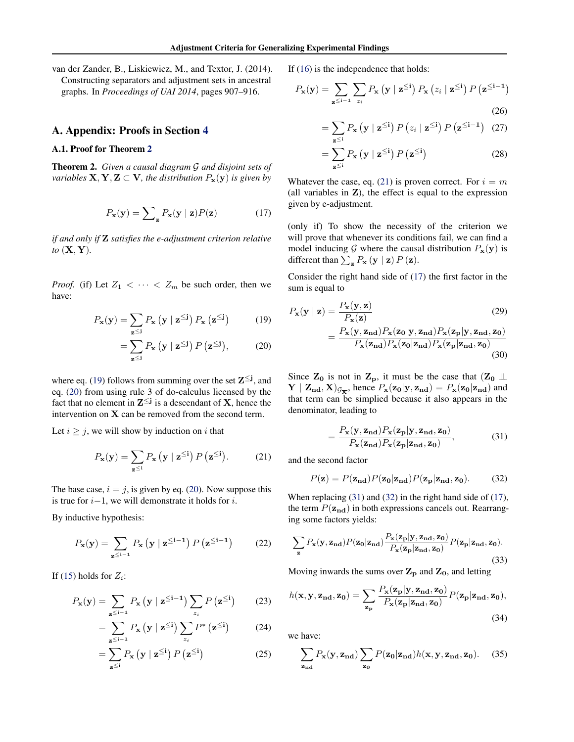van der Zander, B., Liskiewicz, M., and Textor, J. (2014). Constructing separators and adjustment sets in ancestral graphs. In *Proceedings of UAI 2014*, pages 907–916.

## A. Appendix: Proofs in Section 4

### A.1. Proof for Theorem 2

**Theorem 2.** *Given a causal diagram $\mathcal{G}$ and disjoint sets of variables $\mathbf{X}, \mathbf{Y}, \mathbf{Z} \subset \mathbf{V}$, the distribution $P_{\mathbf{x}}(\mathbf{y})$ is given by*

$$P_{\mathbf{x}}(\mathbf{y}) = \sum\nolimits_{\mathbf{z}} P_{\mathbf{x}}(\mathbf{y} \mid \mathbf{z}) P(\mathbf{z}) \tag{17}$$

*if and only if $\mathbf{Z}$ satisfies the e-adjustment criterion relative to $(\mathbf{X}, \mathbf{Y})$.*

*Proof.* (if) Let $Z_1 < \cdots < Z_m$ be such order, then we have:

$$P_{\mathbf{x}}(\mathbf{y}) = \sum_{\mathbf{z}^{\leq \mathbf{j}}} P_{\mathbf{x}}\left(\mathbf{y} \mid \mathbf{z}^{\leq \mathbf{j}}\right) P_{\mathbf{x}}\left(\mathbf{z}^{\leq \mathbf{j}}\right) \tag{19}$$

$$= \sum_{\mathbf{z}^{\leq \mathbf{j}}} P_{\mathbf{x}}\left(\mathbf{y} \mid \mathbf{z}^{\leq \mathbf{j}}\right) P\left(\mathbf{z}^{\leq \mathbf{j}}\right), \tag{20}$$

where eq. (19) follows from summing over the set $\mathbf{Z}^{\leq \mathbf{j}}$, and eq. (20) from using rule 3 of do-calculus licensed by the fact that no element in $\mathbf{Z}^{\leq \mathbf{j}}$ is a descendant of $\mathbf{X}$, hence the intervention on $\mathbf{X}$ can be removed from the second term.

Let $i \geq j$, we will show by induction on $i$ that

$$P_{\mathbf{x}}(\mathbf{y}) = \sum_{\mathbf{z}^{\leq \mathbf{i}}} P_{\mathbf{x}}\left(\mathbf{y} \mid \mathbf{z}^{\leq \mathbf{i}}\right) P\left(\mathbf{z}^{\leq \mathbf{i}}\right). \tag{21}$$

The base case, $i = j$, is given by eq. (20). Now suppose this is true for $i-1$, we will demonstrate it holds for $i$.

By inductive hypothesis:

$$P_{\mathbf{x}}(\mathbf{y}) = \sum_{\mathbf{z}^{\leq \mathbf{i-1}}} P_{\mathbf{x}}\left(\mathbf{y} \mid \mathbf{z}^{\leq \mathbf{i-1}}\right) P\left(\mathbf{z}^{\leq \mathbf{i-1}}\right) \tag{22}$$

If (15) holds for $Z_i$:

$$P_{\mathbf{x}}(\mathbf{y}) = \sum_{\mathbf{z}^{\leq \mathbf{i-1}}} P_{\mathbf{x}}\left(\mathbf{y} \mid \mathbf{z}^{\leq \mathbf{i-1}}\right) \sum_{z_i} P\left(\mathbf{z}^{\leq \mathbf{i}}\right) \tag{23}$$

$$= \sum_{\mathbf{z}^{\leq \mathbf{i-1}}} P_{\mathbf{x}}\left(\mathbf{y} \mid \mathbf{z}^{\leq \mathbf{i}}\right) \sum_{z_i} P^{*}\left(\mathbf{z}^{\leq \mathbf{i}}\right) \tag{24}$$

$$= \sum_{\mathbf{z}^{\leq \mathbf{i}}} P_{\mathbf{x}}\left(\mathbf{y} \mid \mathbf{z}^{\leq \mathbf{i}}\right) P\left(\mathbf{z}^{\leq \mathbf{i}}\right) \tag{25}$$

If (16) is the independence that holds:

$$P_{\mathbf{x}}(\mathbf{y}) = \sum_{\mathbf{z}^{\leq \mathbf{i-1}}} \sum_{z_i} P_{\mathbf{x}}\left(\mathbf{y} \mid \mathbf{z}^{\leq \mathbf{i}}\right) P_{\mathbf{x}}\left(z_i \mid \mathbf{z}^{\leq \mathbf{i}}\right) P\left(\mathbf{z}^{\leq \mathbf{i-1}}\right) \tag{26}$$

$$= \sum_{\mathbf{z}^{\leq \mathbf{i}}} P_{\mathbf{x}}\left(\mathbf{y} \mid \mathbf{z}^{\leq \mathbf{i}}\right) P\left(z_i \mid \mathbf{z}^{\leq \mathbf{i}}\right) P\left(\mathbf{z}^{\leq \mathbf{i-1}}\right) \tag{27}$$

$$= \sum_{\mathbf{z}^{\leq \mathbf{i}}} P_{\mathbf{x}}\left(\mathbf{y} \mid \mathbf{z}^{\leq \mathbf{i}}\right) P\left(\mathbf{z}^{\leq \mathbf{i}}\right) \tag{28}$$

Whatever the case, eq. (21) is proven correct. For $i = m$ (all variables in $\mathbf{Z}$), the effect is equal to the expression given by e-adjustment.

(only if) To show the necessity of the criterion we will prove that whenever its conditions fail, we can find a model inducing $\mathcal{G}$ where the causal distribution $P_{\mathbf{x}}(\mathbf{y})$ is different than $\sum_{\mathbf{z}} P_{\mathbf{x}}\left(\mathbf{y} \mid \mathbf{z}\right) P\left(\mathbf{z}\right)$.

Consider the right hand side of (17) the first factor in the sum is equal to

$$P_{\mathbf{x}}(\mathbf{y} \mid \mathbf{z}) = \frac{P_{\mathbf{x}}(\mathbf{y}, \mathbf{z})}{P_{\mathbf{x}}(\mathbf{z})} \tag{29}$$

$$= \frac{P_{\mathbf{x}}(\mathbf{y}, \mathbf{z_{nd}}) P_{\mathbf{x}}(\mathbf{z_0} | \mathbf{y}, \mathbf{z_{nd}}) P_{\mathbf{x}}(\mathbf{z_p} | \mathbf{y}, \mathbf{z_{nd}}, \mathbf{z_0})}{P_{\mathbf{x}}(\mathbf{z_{nd}}) P_{\mathbf{x}}(\mathbf{z_0} | \mathbf{z_{nd}}) P_{\mathbf{x}}(\mathbf{z_p} | \mathbf{z_{nd}}, \mathbf{z_0})} \tag{30}$$

Since $\mathbf{Z_0}$ is not in $\mathbf{Z_p}$, it must be the case that $(\mathbf{Z_0} \perp\!\!\!\perp \mathbf{Y} \mid \mathbf{Z_{nd}}, \mathbf{X})_{\mathcal{G}_{\overline{\mathbf{X}}}}$, hence $P_{\mathbf{x}}(\mathbf{z_0} | \mathbf{y}, \mathbf{z_{nd}}) = P_{\mathbf{x}}(\mathbf{z_0} | \mathbf{z_{nd}})$ and that term can be simplied because it also appears in the denominator, leading to

$$= \frac{P_{\mathbf{x}}(\mathbf{y}, \mathbf{z_{nd}}) P_{\mathbf{x}}(\mathbf{z_p} | \mathbf{y}, \mathbf{z_{nd}}, \mathbf{z_0})}{P_{\mathbf{x}}(\mathbf{z_{nd}}) P_{\mathbf{x}}(\mathbf{z_p} | \mathbf{z_{nd}}, \mathbf{z_0})}, \tag{31}$$

and the second factor

$$P(\mathbf{z}) = P(\mathbf{z_{nd}}) P(\mathbf{z_0} | \mathbf{z_{nd}}) P(\mathbf{z_p} | \mathbf{z_{nd}}, \mathbf{z_0}). \tag{32}$$

When replacing (31) and (32) in the right hand side of (17), the term $P(\mathbf{z_{nd}})$ in both expressions cancels out. Rearranging some factors yields:

$$\sum_{\mathbf{z}} P_{\mathbf{x}}(\mathbf{y}, \mathbf{z_{nd}}) P(\mathbf{z_0} | \mathbf{z_{nd}}) \frac{P_{\mathbf{x}}(\mathbf{z_p} | \mathbf{y}, \mathbf{z_{nd}}, \mathbf{z_0})}{P_{\mathbf{x}}(\mathbf{z_p} | \mathbf{z_{nd}}, \mathbf{z_0})} P(\mathbf{z_p} | \mathbf{z_{nd}}, \mathbf{z_0}). \tag{33}$$

Moving inwards the sums over $\mathbf{Z_p}$ and $\mathbf{Z_0}$, and letting

$$h(\mathbf{x}, \mathbf{y}, \mathbf{z_{nd}}, \mathbf{z_0}) = \sum_{\mathbf{z_p}} \frac{P_{\mathbf{x}}(\mathbf{z_p} | \mathbf{y}, \mathbf{z_{nd}}, \mathbf{z_0})}{P_{\mathbf{x}}(\mathbf{z_p} | \mathbf{z_{nd}}, \mathbf{z_0})} P(\mathbf{z_p} | \mathbf{z_{nd}}, \mathbf{z_0}), \tag{34}$$

we have:

$$\sum_{\mathbf{z_{nd}}} P_{\mathbf{x}}(\mathbf{y}, \mathbf{z_{nd}}) \sum_{\mathbf{z_0}} P(\mathbf{z_0} | \mathbf{z_{nd}}) h(\mathbf{x}, \mathbf{y}, \mathbf{z_{nd}}, \mathbf{z_0}). \tag{35}$$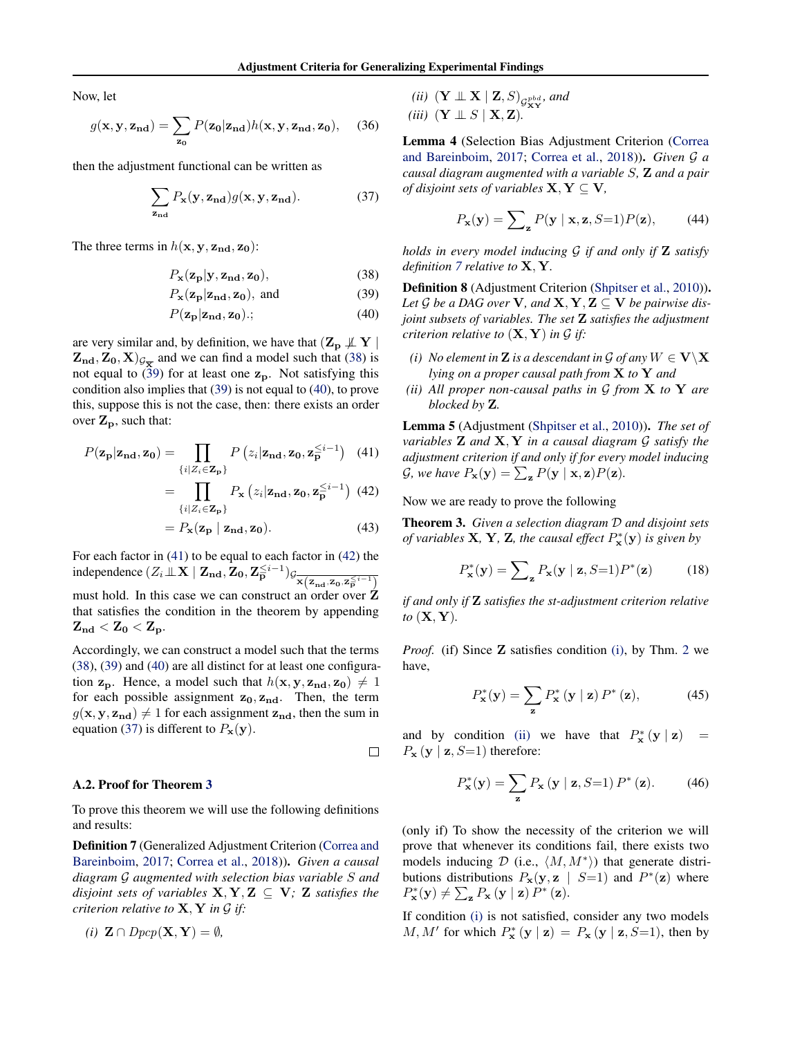Now, let

$$g(\mathbf{x}, \mathbf{y}, \mathbf{z_{nd}}) = \sum_{\mathbf{z_0}} P(\mathbf{z_0}|\mathbf{z_{nd}}) h(\mathbf{x}, \mathbf{y}, \mathbf{z_{nd}}, \mathbf{z_0}), \quad (36)$$

then the adjustment functional can be written as

$$\sum_{\mathbf{z_{nd}}} P_{\mathbf{x}}(\mathbf{y}, \mathbf{z_{nd}}) g(\mathbf{x}, \mathbf{y}, \mathbf{z_{nd}}). \quad (37)$$

The three terms in $h(\mathbf{x}, \mathbf{y}, \mathbf{z_{nd}}, \mathbf{z_0})$:

$$P_{\mathbf{x}}(\mathbf{z_p}|\mathbf{y}, \mathbf{z_{nd}}, \mathbf{z_0}), \quad (38)$$

$$P_{\mathbf{x}}(\mathbf{z_p}|\mathbf{z_{nd}}, \mathbf{z_0}), \text{ and} \quad (39)$$

$$P(\mathbf{z_p}|\mathbf{z_{nd}}, \mathbf{z_0}).; \quad (40)$$

are very similar and, by definition, we have that $(\mathbf{Z_p} \not\perp\!\!\!\perp \mathbf{Y} \mid \mathbf{Z_{nd}}, \mathbf{Z_0}, \mathbf{X})_{\mathcal{G}_{\overline{\mathbf{X}}}}$ and we can find a model such that (38) is not equal to (39) for at least one $\mathbf{z_p}$. Not satisfying this condition also implies that (39) is not equal to (40), to prove this, suppose this is not the case, then: there exists an order over $\mathbf{Z_p}$, such that:

$$P(\mathbf{z_p}|\mathbf{z_{nd}}, \mathbf{z_0}) = \prod_{\{i|Z_i \in \mathbf{Z_p}\}} P\left(z_i|\mathbf{z_{nd}}, \mathbf{z_0}, \mathbf{z_p}^{\leq i-1}\right) \quad (41)$$

$$= \prod_{\{i|Z_i \in \mathbf{Z_p}\}} P_{\mathbf{x}}\left(z_i|\mathbf{z_{nd}}, \mathbf{z_0}, \mathbf{z_p}^{\leq i-1}\right) \quad (42)$$

$$= P_{\mathbf{x}}(\mathbf{z_p} \mid \mathbf{z_{nd}}, \mathbf{z_0}). \quad (43)$$

For each factor in (41) to be equal to each factor in (42) the independence $(Z_i \perp\!\!\!\perp \mathbf{X} \mid \mathbf{Z_{nd}}, \mathbf{Z_0}, \mathbf{Z_p}^{\leq i-1})_{\mathcal{G}_{\overline{\mathbf{X}(\mathbf{Z_{nd}}, \mathbf{Z_0}, \mathbf{Z_p}^{\leq i-1})}}}$ must hold. In this case we can construct an order over $\mathbf{Z}$ that satisfies the condition in the theorem by appending $\mathbf{Z_{nd}} < \mathbf{Z_0} < \mathbf{Z_p}$.

Accordingly, we can construct a model such that the terms (38), (39) and (40) are all distinct for at least one configuration $\mathbf{z_p}$. Hence, a model such that $h(\mathbf{x}, \mathbf{y}, \mathbf{z_{nd}}, \mathbf{z_0}) \neq 1$ for each possible assignment $\mathbf{z_0}, \mathbf{z_{nd}}$. Then, the term $g(\mathbf{x}, \mathbf{y}, \mathbf{z_{nd}}) \neq 1$ for each assignment $\mathbf{z_{nd}}$, then the sum in equation (37) is different to $P_{\mathbf{x}}(\mathbf{y})$.

□

### A.2. Proof for Theorem 3

To prove this theorem we will use the following definitions and results:

**Definition 7** (Generalized Adjustment Criterion (Correa and Bareinboim, 2017; Correa et al., 2018)). *Given a causal diagram $\mathcal{G}$ augmented with selection bias variable $S$ and disjoint sets of variables $\mathbf{X}, \mathbf{Y}, \mathbf{Z} \subseteq \mathbf{V}$; $\mathbf{Z}$ satisfies the criterion relative to $\mathbf{X}, \mathbf{Y}$ in $\mathcal{G}$ if:*

*(i)* $\mathbf{Z} \cap Dpcp(\mathbf{X}, \mathbf{Y}) = \emptyset$,

*(ii)* $(\mathbf{Y} \perp\!\!\!\perp \mathbf{X} \mid \mathbf{Z}, S)_{\mathcal{G}^{pbd}_{\mathbf{XY}}}$, *and*

*(iii)* $(\mathbf{Y} \perp\!\!\!\perp S \mid \mathbf{X}, \mathbf{Z})$.

**Lemma 4** (Selection Bias Adjustment Criterion (Correa and Bareinboim, 2017; Correa et al., 2018)). *Given $\mathcal{G}$ a causal diagram augmented with a variable $S$, $\mathbf{Z}$ and a pair of disjoint sets of variables $\mathbf{X}, \mathbf{Y} \subseteq \mathbf{V}$,*

$$P_{\mathbf{x}}(\mathbf{y}) = \sum\nolimits_{\mathbf{z}} P(\mathbf{y} \mid \mathbf{x}, \mathbf{z}, S{=}1) P(\mathbf{z}), \quad (44)$$

*holds in every model inducing $\mathcal{G}$ if and only if $\mathbf{Z}$ satisfy definition 7 relative to $\mathbf{X}, \mathbf{Y}$.*

**Definition 8** (Adjustment Criterion (Shpitser et al., 2010)). *Let $\mathcal{G}$ be a DAG over $\mathbf{V}$, and $\mathbf{X}, \mathbf{Y}, \mathbf{Z} \subseteq \mathbf{V}$ be pairwise disjoint subsets of variables. The set $\mathbf{Z}$ satisfies the adjustment criterion relative to $(\mathbf{X}, \mathbf{Y})$ in $\mathcal{G}$ if:*

*(i) No element in $\mathbf{Z}$ is a descendant in $\mathcal{G}$ of any $W \in \mathbf{V} \backslash \mathbf{X}$ lying on a proper causal path from $\mathbf{X}$ to $\mathbf{Y}$ and*

*(ii) All proper non-causal paths in $\mathcal{G}$ from $\mathbf{X}$ to $\mathbf{Y}$ are blocked by $\mathbf{Z}$.*

**Lemma 5** (Adjustment (Shpitser et al., 2010)). *The set of variables $\mathbf{Z}$ and $\mathbf{X}, \mathbf{Y}$ in a causal diagram $\mathcal{G}$ satisfy the adjustment criterion if and only if for every model inducing $\mathcal{G}$, we have $P_{\mathbf{x}}(\mathbf{y}) = \sum_{\mathbf{z}} P(\mathbf{y} \mid \mathbf{x}, \mathbf{z}) P(\mathbf{z})$.*

Now we are ready to prove the following

**Theorem 3.** *Given a selection diagram $\mathcal{D}$ and disjoint sets of variables $\mathbf{X}$, $\mathbf{Y}$, $\mathbf{Z}$, the causal effect $P^*_{\mathbf{x}}(\mathbf{y})$ is given by*

$$P^*_{\mathbf{x}}(\mathbf{y}) = \sum\nolimits_{\mathbf{z}} P_{\mathbf{x}}(\mathbf{y} \mid \mathbf{z}, S{=}1) P^*(\mathbf{z}) \quad (18)$$

*if and only if $\mathbf{Z}$ satisfies the st-adjustment criterion relative to $(\mathbf{X}, \mathbf{Y})$.*

*Proof.* (if) Since $\mathbf{Z}$ satisfies condition (i), by Thm. 2 we have,

$$P^*_{\mathbf{x}}(\mathbf{y}) = \sum_{\mathbf{z}} P^*_{\mathbf{x}}(\mathbf{y} \mid \mathbf{z}) P^*(\mathbf{z}), \quad (45)$$

and by condition (ii) we have that $P^*_{\mathbf{x}}(\mathbf{y} \mid \mathbf{z}) = P_{\mathbf{x}}(\mathbf{y} \mid \mathbf{z}, S{=}1)$ therefore:

$$P^*_{\mathbf{x}}(\mathbf{y}) = \sum_{\mathbf{z}} P_{\mathbf{x}}(\mathbf{y} \mid \mathbf{z}, S{=}1) P^*(\mathbf{z}). \quad (46)$$

(only if) To show the necessity of the criterion we will prove that whenever its conditions fail, there exists two models inducing $\mathcal{D}$ (i.e., $\langle M, M^* \rangle$) that generate distributions distributions $P_{\mathbf{x}}(\mathbf{y}, \mathbf{z} \mid S{=}1)$ and $P^*(\mathbf{z})$ where $P^*_{\mathbf{x}}(\mathbf{y}) \neq \sum_{\mathbf{z}} P_{\mathbf{x}}(\mathbf{y} \mid \mathbf{z}) P^*(\mathbf{z})$.

If condition (i) is not satisfied, consider any two models $M, M'$ for which $P^*_{\mathbf{x}}(\mathbf{y} \mid \mathbf{z}) = P_{\mathbf{x}}(\mathbf{y} \mid \mathbf{z}, S{=}1)$, then by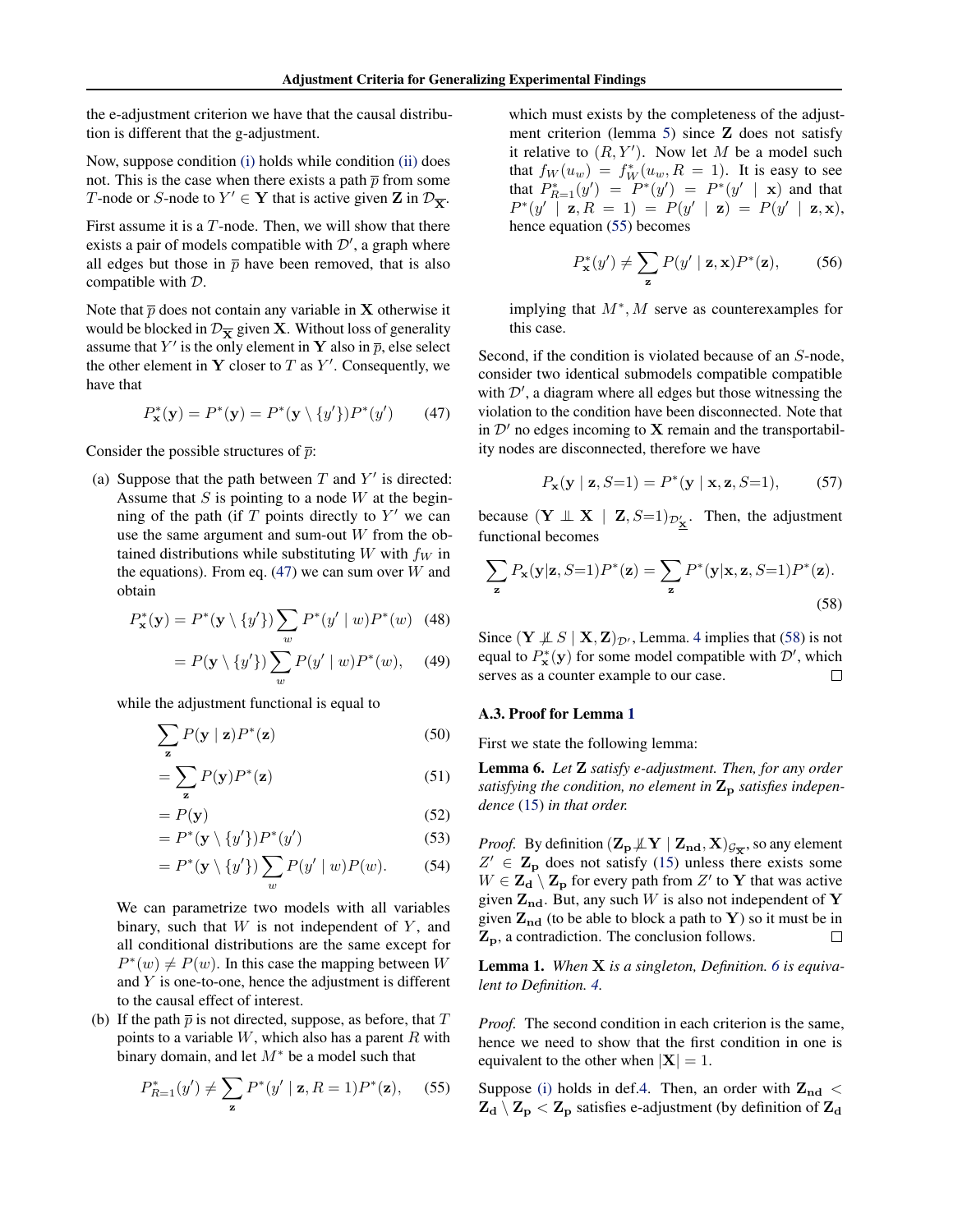the e-adjustment criterion we have that the causal distribution is different that the g-adjustment.

Now, suppose condition (i) holds while condition (ii) does not. This is the case when there exists a path $\overline{p}$ from some $T$-node or $S$-node to $Y' \in \mathbf{Y}$ that is active given $\mathbf{Z}$ in $\mathcal{D}_{\overline{\mathbf{X}}}$.

First assume it is a $T$-node. Then, we will show that there exists a pair of models compatible with $\mathcal{D}'$, a graph where all edges but those in $\overline{p}$ have been removed, that is also compatible with $\mathcal{D}$.

Note that $\overline{p}$ does not contain any variable in $\mathbf{X}$ otherwise it would be blocked in $\mathcal{D}_{\overline{\mathbf{X}}}$ given $\mathbf{X}$. Without loss of generality assume that $Y'$ is the only element in $\mathbf{Y}$ also in $\overline{p}$, else select the other element in $\mathbf{Y}$ closer to $T$ as $Y'$. Consequently, we have that

$$P^*_{\mathbf{x}}(\mathbf{y}) = P^*(\mathbf{y}) = P^*(\mathbf{y} \setminus \{y'\})P^*(y') \tag{47}$$

Consider the possible structures of $\overline{p}$:

(a) Suppose that the path between $T$ and $Y'$ is directed: Assume that $S$ is pointing to a node $W$ at the beginning of the path (if $T$ points directly to $Y'$ we can use the same argument and sum-out $W$ from the obtained distributions while substituting $W$ with $f_W$ in the equations). From eq. (47) we can sum over $W$ and obtain

$$P^*_{\mathbf{x}}(\mathbf{y}) = P^*(\mathbf{y} \setminus \{y'\}) \sum_w P^*(y' \mid w)P^*(w) \tag{48}$$

$$= P(\mathbf{y} \setminus \{y'\}) \sum_w P(y' \mid w)P^*(w), \tag{49}$$

while the adjustment functional is equal to

$$\sum_{\mathbf{z}} P(\mathbf{y} \mid \mathbf{z})P^*(\mathbf{z}) \tag{50}$$

$$= \sum_{\mathbf{z}} P(\mathbf{y})P^*(\mathbf{z}) \tag{51}$$

$$= P(\mathbf{y}) \tag{52}$$

$$= P^*(\mathbf{y} \setminus \{y'\})P^*(y') \tag{53}$$

$$= P^*(\mathbf{y} \setminus \{y'\}) \sum_w P(y' \mid w)P(w). \tag{54}$$

We can parametrize two models with all variables binary, such that $W$ is not independent of $Y$, and all conditional distributions are the same except for $P^*(w) \neq P(w)$. In this case the mapping between $W$ and $Y$ is one-to-one, hence the adjustment is different to the causal effect of interest.

(b) If the path $\overline{p}$ is not directed, suppose, as before, that $T$ points to a variable $W$, which also has a parent $R$ with binary domain, and let $M^*$ be a model such that

$$P^*_{R=1}(y') \neq \sum_{\mathbf{z}} P^*(y' \mid \mathbf{z}, R=1)P^*(\mathbf{z}), \tag{55}$$

which must exists by the completeness of the adjustment criterion (lemma 5) since $\mathbf{Z}$ does not satisfy it relative to $(R, Y')$. Now let $M$ be a model such that $f_W(u_w) = f^*_W(u_w, R=1)$. It is easy to see that $P^*_{R=1}(y') = P^*(y') = P^*(y' \mid \mathbf{x})$ and that $P^*(y' \mid \mathbf{z}, R=1) = P(y' \mid \mathbf{z}) = P(y' \mid \mathbf{z}, \mathbf{x})$, hence equation (55) becomes

$$P^*_{\mathbf{x}}(y') \neq \sum_{\mathbf{z}} P(y' \mid \mathbf{z}, \mathbf{x})P^*(\mathbf{z}), \tag{56}$$

implying that $M^*, M$ serve as counterexamples for this case.

Second, if the condition is violated because of an $S$-node, consider two identical submodels compatible compatible with $\mathcal{D}'$, a diagram where all edges but those witnessing the violation to the condition have been disconnected. Note that in $\mathcal{D}'$ no edges incoming to $\mathbf{X}$ remain and the transportability nodes are disconnected, therefore we have

$$P_{\mathbf{x}}(\mathbf{y} \mid \mathbf{z}, S{=}1) = P^*(\mathbf{y} \mid \mathbf{x}, \mathbf{z}, S{=}1), \tag{57}$$

because $(\mathbf{Y} \perp\!\!\!\perp \mathbf{X} \mid \mathbf{Z}, S{=}1)_{\mathcal{D}'_{\underline{\mathbf{X}}}}$. Then, the adjustment functional becomes

$$\sum_{\mathbf{z}} P_{\mathbf{x}}(\mathbf{y}|\mathbf{z}, S{=}1)P^*(\mathbf{z}) = \sum_{\mathbf{z}} P^*(\mathbf{y}|\mathbf{x}, \mathbf{z}, S{=}1)P^*(\mathbf{z}). \tag{58}$$

Since $(\mathbf{Y} \not\perp\!\!\!\perp S \mid \mathbf{X}, \mathbf{Z})_{\mathcal{D}'}$, Lemma. 4 implies that (58) is not equal to $P^*_{\mathbf{x}}(\mathbf{y})$ for some model compatible with $\mathcal{D}'$, which serves as a counter example to our case. □

### A.3. Proof for Lemma 1

First we state the following lemma:

**Lemma 6.** *Let $\mathbf{Z}$ satisfy e-adjustment. Then, for any order satisfying the condition, no element in $\mathbf{Z_p}$ satisfies independence (15) in that order.*

*Proof.* By definition $(\mathbf{Z_p} \not\perp\!\!\!\perp \mathbf{Y} \mid \mathbf{Z_{nd}}, \mathbf{X})_{\mathcal{G}_{\overline{\mathbf{X}}}}$, so any element $Z' \in \mathbf{Z_p}$ does not satisfy (15) unless there exists some $W \in \mathbf{Z_d} \setminus \mathbf{Z_p}$ for every path from $Z'$ to $\mathbf{Y}$ that was active given $\mathbf{Z_{nd}}$. But, any such $W$ is also not independent of $\mathbf{Y}$ given $\mathbf{Z_{nd}}$ (to be able to block a path to $\mathbf{Y}$) so it must be in $\mathbf{Z_p}$, a contradiction. The conclusion follows. □

**Lemma 1.** *When $\mathbf{X}$ is a singleton, Definition. 6 is equivalent to Definition. 4.*

*Proof.* The second condition in each criterion is the same, hence we need to show that the first condition in one is equivalent to the other when $|\mathbf{X}| = 1$.

Suppose (i) holds in def.4. Then, an order with $\mathbf{Z_{nd}} < \mathbf{Z_d} \setminus \mathbf{Z_p} < \mathbf{Z_p}$ satisfies e-adjustment (by definition of $\mathbf{Z_d}$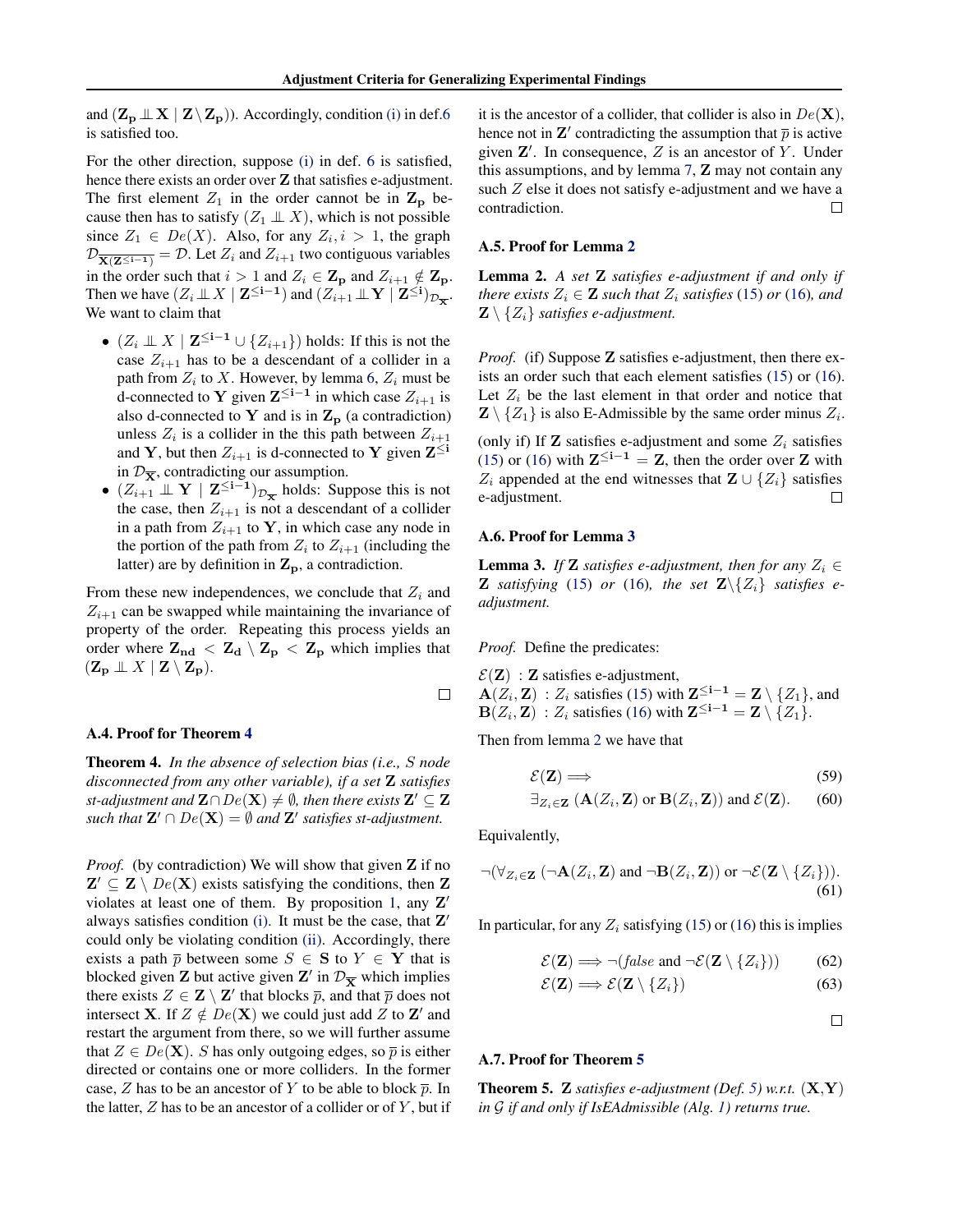and $(\mathbf{Z_p} \perp\!\!\!\perp \mathbf{X} \mid \mathbf{Z} \setminus \mathbf{Z_p})$). Accordingly, condition (i) in def.6 is satisfied too.

For the other direction, suppose (i) in def. 6 is satisfied, hence there exists an order over $\mathbf{Z}$ that satisfies e-adjustment. The first element $Z_1$ in the order cannot be in $\mathbf{Z_p}$ because then has to satisfy $(Z_1 \perp\!\!\!\perp X)$, which is not possible since $Z_1 \in De(X)$. Also, for any $Z_i, i > 1$, the graph $\mathcal{D}_{\overline{\mathbf{X}(\mathbf{Z}^{\leq i-1})}} = \mathcal{D}$. Let $Z_i$ and $Z_{i+1}$ two contiguous variables in the order such that $i > 1$ and $Z_i \in \mathbf{Z_p}$ and $Z_{i+1} \notin \mathbf{Z_p}$. Then we have $(Z_i \perp\!\!\!\perp X \mid \mathbf{Z^{\leq i-1}})$ and $(Z_{i+1} \perp\!\!\!\perp \mathbf{Y} \mid \mathbf{Z^{\leq i}})_{\mathcal{D}_{\overline{\mathbf{X}}}}$. We want to claim that

- $(Z_i \perp\!\!\!\perp X \mid \mathbf{Z^{\leq i-1}} \cup \{Z_{i+1}\})$ holds: If this is not the case $Z_{i+1}$ has to be a descendant of a collider in a path from $Z_i$ to $X$. However, by lemma 6, $Z_i$ must be d-connected to $\mathbf{Y}$ given $\mathbf{Z^{\leq i-1}}$ in which case $Z_{i+1}$ is also d-connected to $\mathbf{Y}$ and is in $\mathbf{Z_p}$ (a contradiction) unless $Z_i$ is a collider in the this path between $Z_{i+1}$ and $\mathbf{Y}$, but then $Z_{i+1}$ is d-connected to $\mathbf{Y}$ given $\mathbf{Z^{\leq i}}$ in $\mathcal{D}_{\overline{\mathbf{X}}}$, contradicting our assumption.
- $(Z_{i+1} \perp\!\!\!\perp \mathbf{Y} \mid \mathbf{Z^{\leq i-1}})_{\mathcal{D}_{\overline{\mathbf{X}}}}$ holds: Suppose this is not the case, then $Z_{i+1}$ is not a descendant of a collider in a path from $Z_{i+1}$ to $\mathbf{Y}$, in which case any node in the portion of the path from $Z_i$ to $Z_{i+1}$ (including the latter) are by definition in $\mathbf{Z_p}$, a contradiction.

From these new independences, we conclude that $Z_i$ and $Z_{i+1}$ can be swapped while maintaining the invariance of property of the order. Repeating this process yields an order where $\mathbf{Z_{nd}} < \mathbf{Z_d} \setminus \mathbf{Z_p} < \mathbf{Z_p}$ which implies that $(\mathbf{Z_p} \perp\!\!\!\perp X \mid \mathbf{Z} \setminus \mathbf{Z_p})$.

□

### A.4. Proof for Theorem 4

**Theorem 4.** *In the absence of selection bias (i.e., $S$ node disconnected from any other variable), if a set $\mathbf{Z}$ satisfies st-adjustment and $\mathbf{Z} \cap De(\mathbf{X}) \neq \emptyset$, then there exists $\mathbf{Z}' \subseteq \mathbf{Z}$ such that $\mathbf{Z}' \cap De(\mathbf{X}) = \emptyset$ and $\mathbf{Z}'$ satisfies st-adjustment.*

*Proof.* (by contradiction) We will show that given $\mathbf{Z}$ if no $\mathbf{Z}' \subseteq \mathbf{Z} \setminus De(\mathbf{X})$ exists satisfying the conditions, then $\mathbf{Z}$ violates at least one of them. By proposition 1, any $\mathbf{Z}'$ always satisfies condition (i). It must be the case, that $\mathbf{Z}'$ could only be violating condition (ii). Accordingly, there exists a path $\overline{p}$ between some $S \in \mathbf{S}$ to $Y \in \mathbf{Y}$ that is blocked given $\mathbf{Z}$ but active given $\mathbf{Z}'$ in $\mathcal{D}_{\overline{\mathbf{X}}}$ which implies there exists $Z \in \mathbf{Z} \setminus \mathbf{Z}'$ that blocks $\overline{p}$, and that $\overline{p}$ does not intersect $\mathbf{X}$. If $Z \notin De(\mathbf{X})$ we could just add $Z$ to $\mathbf{Z}'$ and restart the argument from there, so we will further assume that $Z \in De(\mathbf{X})$. $S$ has only outgoing edges, so $\overline{p}$ is either directed or contains one or more colliders. In the former case, $Z$ has to be an ancestor of $Y$ to be able to block $\overline{p}$. In the latter, $Z$ has to be an ancestor of a collider or of $Y$, but if it is the ancestor of a collider, that collider is also in $De(\mathbf{X})$, hence not in $\mathbf{Z}'$ contradicting the assumption that $\overline{p}$ is active given $\mathbf{Z}'$. In consequence, $Z$ is an ancestor of $Y$. Under this assumptions, and by lemma 7, $\mathbf{Z}$ may not contain any such $Z$ else it does not satisfy e-adjustment and we have a contradiction. □

### A.5. Proof for Lemma 2

**Lemma 2.** *A set $\mathbf{Z}$ satisfies e-adjustment if and only if there exists $Z_i \in \mathbf{Z}$ such that $Z_i$ satisfies (15) or (16), and $\mathbf{Z} \setminus \{Z_i\}$ satisfies e-adjustment.*

*Proof.* (if) Suppose $\mathbf{Z}$ satisfies e-adjustment, then there exists an order such that each element satisfies (15) or (16). Let $Z_i$ be the last element in that order and notice that $\mathbf{Z} \setminus \{Z_1\}$ is also E-Admissible by the same order minus $Z_i$.

(only if) If $\mathbf{Z}$ satisfies e-adjustment and some $Z_i$ satisfies (15) or (16) with $\mathbf{Z^{\leq i-1}} = \mathbf{Z}$, then the order over $\mathbf{Z}$ with $Z_i$ appended at the end witnesses that $\mathbf{Z} \cup \{Z_i\}$ satisfies e-adjustment. □

### A.6. Proof for Lemma 3

**Lemma 3.** *If $\mathbf{Z}$ satisfies e-adjustment, then for any $Z_i \in \mathbf{Z}$ satisfying (15) or (16), the set $\mathbf{Z} \setminus \{Z_i\}$ satisfies e-adjustment.*

*Proof.* Define the predicates:

$\mathcal{E}(\mathbf{Z})$ : $\mathbf{Z}$ satisfies e-adjustment,
$\mathbf{A}(Z_i, \mathbf{Z})$ : $Z_i$ satisfies (15) with $\mathbf{Z^{\leq i-1}} = \mathbf{Z} \setminus \{Z_1\}$, and
$\mathbf{B}(Z_i, \mathbf{Z})$ : $Z_i$ satisfies (16) with $\mathbf{Z^{\leq i-1}} = \mathbf{Z} \setminus \{Z_1\}$.

Then from lemma 2 we have that

$$\mathcal{E}(\mathbf{Z}) \implies \tag{59}$$

$$\exists_{Z_i \in \mathbf{Z}} \, (\mathbf{A}(Z_i, \mathbf{Z}) \text{ or } \mathbf{B}(Z_i, \mathbf{Z})) \text{ and } \mathcal{E}(\mathbf{Z}). \tag{60}$$

Equivalently,

$$\neg(\forall_{Z_i \in \mathbf{Z}} \, (\neg\mathbf{A}(Z_i, \mathbf{Z}) \text{ and } \neg\mathbf{B}(Z_i, \mathbf{Z})) \text{ or } \neg\mathcal{E}(\mathbf{Z} \setminus \{Z_i\})). \tag{61}$$

In particular, for any $Z_i$ satisfying (15) or (16) this is implies

$$\mathcal{E}(\mathbf{Z}) \implies \neg(\mathit{false} \text{ and } \neg\mathcal{E}(\mathbf{Z} \setminus \{Z_i\})) \tag{62}$$

$$\mathcal{E}(\mathbf{Z}) \implies \mathcal{E}(\mathbf{Z} \setminus \{Z_i\}) \tag{63}$$

□

### A.7. Proof for Theorem 5

**Theorem 5.** *$\mathbf{Z}$ satisfies e-adjustment (Def. 5) w.r.t. $(\mathbf{X}, \mathbf{Y})$ in $\mathcal{G}$ if and only if IsEAdmissible (Alg. 1) returns true.*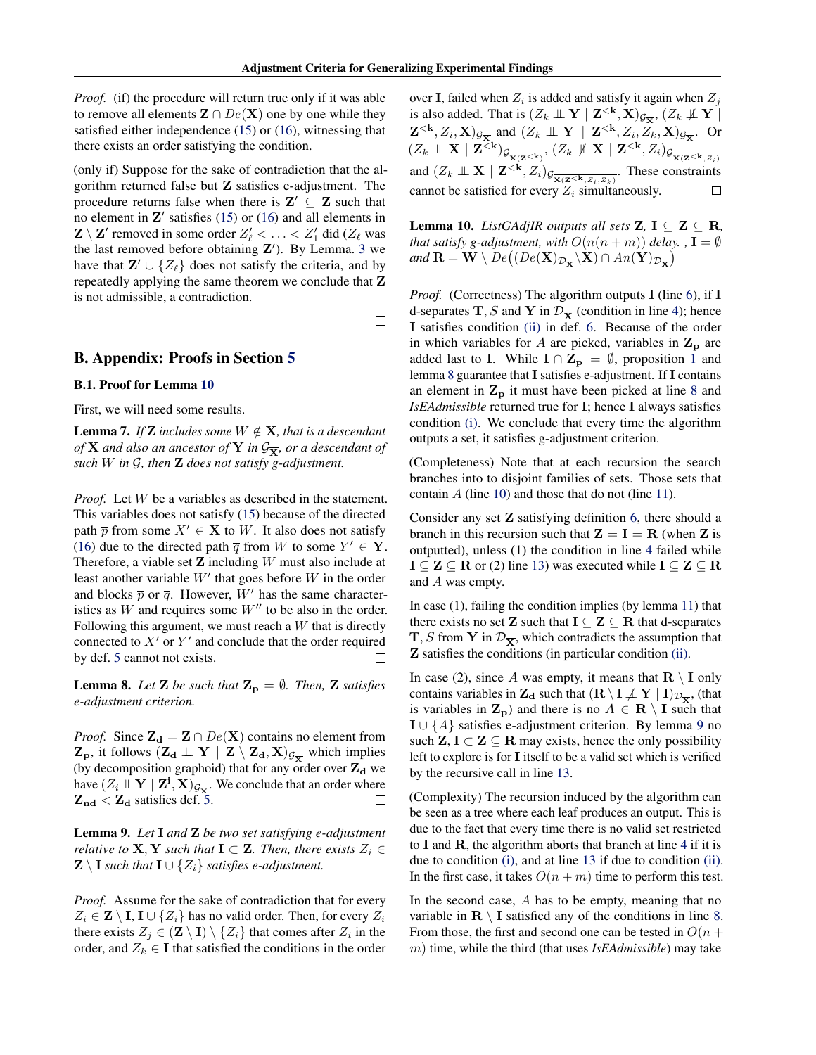*Proof.* (if) the procedure will return true only if it was able to remove all elements $\mathbf{Z} \cap De(\mathbf{X})$ one by one while they satisfied either independence (15) or (16), witnessing that there exists an order satisfying the condition.

(only if) Suppose for the sake of contradiction that the algorithm returned false but $\mathbf{Z}$ satisfies e-adjustment. The procedure returns false when there is $\mathbf{Z}' \subseteq \mathbf{Z}$ such that no element in $\mathbf{Z}'$ satisfies (15) or (16) and all elements in $\mathbf{Z} \setminus \mathbf{Z}'$ removed in some order $Z'_\ell < \ldots < Z'_1$ did ($Z_\ell$ was the last removed before obtaining $\mathbf{Z}'$). By Lemma. 3 we have that $\mathbf{Z}' \cup \{Z_\ell\}$ does not satisfy the criteria, and by repeatedly applying the same theorem we conclude that $\mathbf{Z}$ is not admissible, a contradiction. □

## B. Appendix: Proofs in Section 5

### B.1. Proof for Lemma 10

First, we will need some results.

**Lemma 7.** *If $\mathbf{Z}$ includes some $W \notin \mathbf{X}$, that is a descendant of $\mathbf{X}$ and also an ancestor of $\mathbf{Y}$ in $\mathcal{G}_{\overline{\mathbf{X}}}$, or a descendant of such $W$ in $\mathcal{G}$, then $\mathbf{Z}$ does not satisfy g-adjustment.*

*Proof.* Let $W$ be a variables as described in the statement. This variables does not satisfy (15) because of the directed path $\overline{p}$ from some $X' \in \mathbf{X}$ to $W$. It also does not satisfy (16) due to the directed path $\overline{q}$ from $W$ to some $Y' \in \mathbf{Y}$. Therefore, a viable set $\mathbf{Z}$ including $W$ must also include at least another variable $W'$ that goes before $W$ in the order and blocks $\overline{p}$ or $\overline{q}$. However, $W'$ has the same characteristics as $W$ and requires some $W''$ to be also in the order. Following this argument, we must reach a $W$ that is directly connected to $X'$ or $Y'$ and conclude that the order required by def. 5 cannot not exists. □

**Lemma 8.** *Let $\mathbf{Z}$ be such that $\mathbf{Z_p} = \emptyset$. Then, $\mathbf{Z}$ satisfies e-adjustment criterion.*

*Proof.* Since $\mathbf{Z_d} = \mathbf{Z} \cap De(\mathbf{X})$ contains no element from $\mathbf{Z_p}$, it follows $(\mathbf{Z_d} \perp\!\!\!\perp \mathbf{Y} \mid \mathbf{Z} \setminus \mathbf{Z_d}, \mathbf{X})_{\mathcal{G}_{\overline{\mathbf{X}}}}$ which implies (by decomposition graphoid) that for any order over $\mathbf{Z_d}$ we have $(Z_i \perp\!\!\!\perp \mathbf{Y} \mid \mathbf{Z^i}, \mathbf{X})_{\mathcal{G}_{\overline{\mathbf{X}}}}$. We conclude that an order where $\mathbf{Z_{nd}} < \mathbf{Z_d}$ satisfies def. 5. □

**Lemma 9.** *Let $\mathbf{I}$ and $\mathbf{Z}$ be two set satisfying e-adjustment relative to $\mathbf{X}, \mathbf{Y}$ such that $\mathbf{I} \subset \mathbf{Z}$. Then, there exists $Z_i \in \mathbf{Z} \setminus \mathbf{I}$ such that $\mathbf{I} \cup \{Z_i\}$ satisfies e-adjustment.*

*Proof.* Assume for the sake of contradiction that for every $Z_i \in \mathbf{Z} \setminus \mathbf{I}, \mathbf{I} \cup \{Z_i\}$ has no valid order. Then, for every $Z_i$ there exists $Z_j \in (\mathbf{Z} \setminus \mathbf{I}) \setminus \{Z_i\}$ that comes after $Z_i$ in the order, and $Z_k \in \mathbf{I}$ that satisfied the conditions in the order over $\mathbf{I}$, failed when $Z_i$ is added and satisfy it again when $Z_j$ is also added. That is $(Z_k \perp\!\!\!\perp \mathbf{Y} \mid \mathbf{Z^{<k}}, \mathbf{X})_{\mathcal{G}_{\overline{\mathbf{X}}}}$, $(Z_k \not\perp\!\!\!\perp \mathbf{Y} \mid \mathbf{Z^{<k}}, Z_i, \mathbf{X})_{\mathcal{G}_{\overline{\mathbf{X}}}}$ and $(Z_k \perp\!\!\!\perp \mathbf{Y} \mid \mathbf{Z^{<k}}, Z_i, Z_k, \mathbf{X})_{\mathcal{G}_{\overline{\mathbf{X}}}}$. Or $(Z_k \perp\!\!\!\perp \mathbf{X} \mid \mathbf{Z^{<k}})_{\mathcal{G}_{\overline{\mathbf{X}(\mathbf{Z}^{<k})}}}$, $(Z_k \not\perp\!\!\!\perp \mathbf{X} \mid \mathbf{Z^{<k}}, Z_i)_{\mathcal{G}_{\overline{\mathbf{X}(\mathbf{Z}^{<k}, Z_i)}}}$ and $(Z_k \perp\!\!\!\perp \mathbf{X} \mid \mathbf{Z^{<k}}, Z_i)_{\mathcal{G}_{\overline{\mathbf{X}(\mathbf{Z}^{<k}, Z_i, Z_k)}}}$. These constraints cannot be satisfied for every $Z_i$ simultaneously. □

**Lemma 10.** *ListGAdjIR outputs all sets $\mathbf{Z}$, $\mathbf{I} \subseteq \mathbf{Z} \subseteq \mathbf{R}$, that satisfy g-adjustment, with $O(n(n+m))$ delay. , $\mathbf{I} = \emptyset$ and $\mathbf{R} = \mathbf{W} \setminus De\big((De(\mathbf{X})_{\mathcal{D}_{\overline{\mathbf{X}}}} \setminus \mathbf{X}) \cap An(\mathbf{Y})_{\mathcal{D}_{\overline{\mathbf{X}}}}\big)$*

*Proof.* (Correctness) The algorithm outputs $\mathbf{I}$ (line 6), if $\mathbf{I}$ d-separates $\mathbf{T}, S$ and $\mathbf{Y}$ in $\mathcal{D}_{\overline{\mathbf{X}}}$ (condition in line 4); hence $\mathbf{I}$ satisfies condition (ii) in def. 6. Because of the order in which variables for $A$ are picked, variables in $\mathbf{Z_p}$ are added last to $\mathbf{I}$. While $\mathbf{I} \cap \mathbf{Z_p} = \emptyset$, proposition 1 and lemma 8 guarantee that $\mathbf{I}$ satisfies e-adjustment. If $\mathbf{I}$ contains an element in $\mathbf{Z_p}$ it must have been picked at line 8 and *IsEAdmissible* returned true for $\mathbf{I}$; hence $\mathbf{I}$ always satisfies condition (i). We conclude that every time the algorithm outputs a set, it satisfies g-adjustment criterion.

(Completeness) Note that at each recursion the search branches into to disjoint families of sets. Those sets that contain $A$ (line 10) and those that do not (line 11).

Consider any set $\mathbf{Z}$ satisfying definition 6, there should a branch in this recursion such that $\mathbf{Z} = \mathbf{I} = \mathbf{R}$ (when $\mathbf{Z}$ is outputted), unless (1) the condition in line 4 failed while $\mathbf{I} \subseteq \mathbf{Z} \subseteq \mathbf{R}$ or (2) line 13) was executed while $\mathbf{I} \subseteq \mathbf{Z} \subseteq \mathbf{R}$ and $A$ was empty.

In case (1), failing the condition implies (by lemma 11) that there exists no set $\mathbf{Z}$ such that $\mathbf{I} \subseteq \mathbf{Z} \subseteq \mathbf{R}$ that d-separates $\mathbf{T}, S$ from $\mathbf{Y}$ in $\mathcal{D}_{\overline{\mathbf{X}}}$, which contradicts the assumption that $\mathbf{Z}$ satisfies the conditions (in particular condition (ii).

In case (2), since $A$ was empty, it means that $\mathbf{R} \setminus \mathbf{I}$ only contains variables in $\mathbf{Z_d}$ such that $(\mathbf{R} \setminus \mathbf{I} \not\perp\!\!\!\perp \mathbf{Y} \mid \mathbf{I})_{\mathcal{D}_{\overline{\mathbf{X}}}}$, (that is variables in $\mathbf{Z_p}$) and there is no $A \in \mathbf{R} \setminus \mathbf{I}$ such that $\mathbf{I} \cup \{A\}$ satisfies e-adjustment criterion. By lemma 9 no such $\mathbf{Z}, \mathbf{I} \subset \mathbf{Z} \subseteq \mathbf{R}$ may exists, hence the only possibility left to explore is for $\mathbf{I}$ itself to be a valid set which is verified by the recursive call in line 13.

(Complexity) The recursion induced by the algorithm can be seen as a tree where each leaf produces an output. This is due to the fact that every time there is no valid set restricted to $\mathbf{I}$ and $\mathbf{R}$, the algorithm aborts that branch at line 4 if it is due to condition (i), and at line 13 if due to condition (ii). In the first case, it takes $O(n+m)$ time to perform this test.

In the second case, $A$ has to be empty, meaning that no variable in $\mathbf{R} \setminus \mathbf{I}$ satisfied any of the conditions in line 8. From those, the first and second one can be tested in $O(n+m)$ time, while the third (that uses *IsEAdmissible*) may take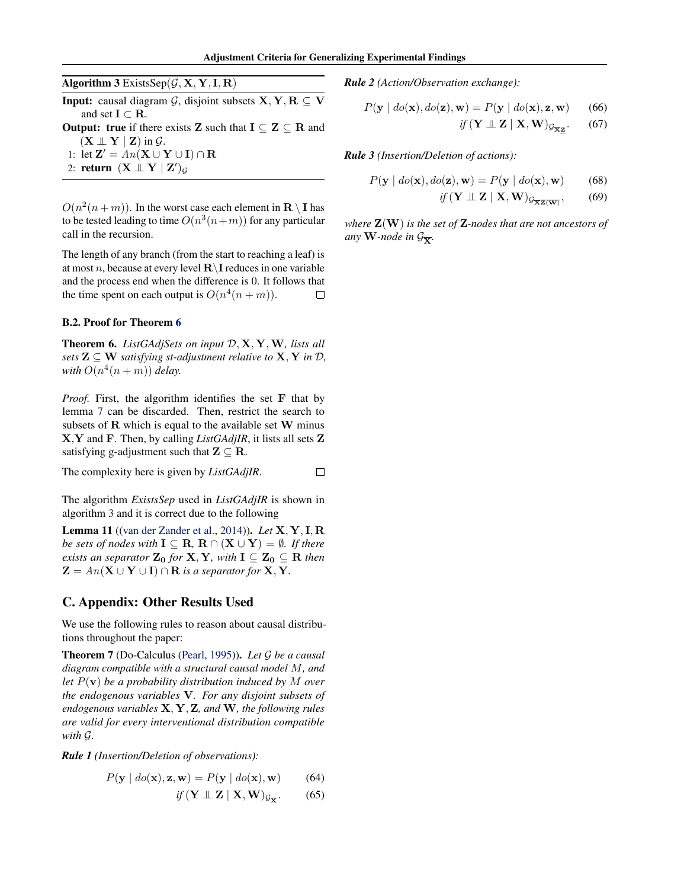**Algorithm 3** ExistsSep($\mathcal{G}, \mathbf{X}, \mathbf{Y}, \mathbf{I}, \mathbf{R}$)

**Input:** causal diagram $\mathcal{G}$, disjoint subsets $\mathbf{X}, \mathbf{Y}, \mathbf{R} \subseteq \mathbf{V}$ and set $\mathbf{I} \subset \mathbf{R}$.

**Output: true** if there exists $\mathbf{Z}$ such that $\mathbf{I} \subseteq \mathbf{Z} \subseteq \mathbf{R}$ and $(\mathbf{X} \perp\!\!\!\perp \mathbf{Y} \mid \mathbf{Z})$ in $\mathcal{G}$.

1: let $\mathbf{Z}' = An(\mathbf{X} \cup \mathbf{Y} \cup \mathbf{I}) \cap \mathbf{R}$

2: **return** $(\mathbf{X} \perp\!\!\!\perp \mathbf{Y} \mid \mathbf{Z}')_{\mathcal{G}}$

$O(n^2(n+m))$. In the worst case each element in $\mathbf{R} \setminus \mathbf{I}$ has to be tested leading to time $O(n^3(n+m))$ for any particular call in the recursion.

The length of any branch (from the start to reaching a leaf) is at most $n$, because at every level $\mathbf{R} \setminus \mathbf{I}$ reduces in one variable and the process end when the difference is 0. It follows that the time spent on each output is $O(n^4(n+m))$. □

### B.2. Proof for Theorem 6

**Theorem 6.** *ListGAdjSets on input $\mathcal{D}, \mathbf{X}, \mathbf{Y}, \mathbf{W}$, lists all sets $\mathbf{Z} \subseteq \mathbf{W}$ satisfying st-adjustment relative to $\mathbf{X}, \mathbf{Y}$ in $\mathcal{D}$, with $O(n^4(n+m))$ delay.*

*Proof.* First, the algorithm identifies the set $\mathbf{F}$ that by lemma 7 can be discarded. Then, restrict the search to subsets of $\mathbf{R}$ which is equal to the available set $\mathbf{W}$ minus $\mathbf{X}$,$\mathbf{Y}$ and $\mathbf{F}$. Then, by calling *ListGAdjIR*, it lists all sets $\mathbf{Z}$ satisfying g-adjustment such that $\mathbf{Z} \subseteq \mathbf{R}$.

The complexity here is given by *ListGAdjIR*. □

The algorithm *ExistsSep* used in *ListGAdjIR* is shown in algorithm 3 and it is correct due to the following

**Lemma 11** ((van der Zander et al., 2014)). *Let $\mathbf{X}, \mathbf{Y}, \mathbf{I}, \mathbf{R}$ be sets of nodes with $\mathbf{I} \subseteq \mathbf{R}$, $\mathbf{R} \cap (\mathbf{X} \cup \mathbf{Y}) = \emptyset$. If there exists an separator $\mathbf{Z_0}$ for $\mathbf{X}, \mathbf{Y}$, with $\mathbf{I} \subseteq \mathbf{Z_0} \subseteq \mathbf{R}$ then $\mathbf{Z} = An(\mathbf{X} \cup \mathbf{Y} \cup \mathbf{I}) \cap \mathbf{R}$ is a separator for $\mathbf{X}, \mathbf{Y}$.*

## C. Appendix: Other Results Used

We use the following rules to reason about causal distributions throughout the paper:

**Theorem 7** (Do-Calculus (Pearl, 1995)). *Let $\mathcal{G}$ be a causal diagram compatible with a structural causal model $M$, and let $P(\mathbf{v})$ be a probability distribution induced by $M$ over the endogenous variables $\mathbf{V}$. For any disjoint subsets of endogenous variables $\mathbf{X}, \mathbf{Y}, \mathbf{Z}$, and $\mathbf{W}$, the following rules are valid for every interventional distribution compatible with $\mathcal{G}$.*

***Rule 1*** *(Insertion/Deletion of observations):*

$$P(\mathbf{y} \mid do(\mathbf{x}), \mathbf{z}, \mathbf{w}) = P(\mathbf{y} \mid do(\mathbf{x}), \mathbf{w}) \quad (64)$$

$$\text{if } (\mathbf{Y} \perp\!\!\!\perp \mathbf{Z} \mid \mathbf{X}, \mathbf{W})_{\mathcal{G}_{\overline{\mathbf{X}}}}. \quad (65)$$

***Rule 2*** *(Action/Observation exchange):*

$$P(\mathbf{y} \mid do(\mathbf{x}), do(\mathbf{z}), \mathbf{w}) = P(\mathbf{y} \mid do(\mathbf{x}), \mathbf{z}, \mathbf{w}) \quad (66)$$

$$\text{if } (\mathbf{Y} \perp\!\!\!\perp \mathbf{Z} \mid \mathbf{X}, \mathbf{W})_{\mathcal{G}_{\overline{\mathbf{X}}\underline{\mathbf{Z}}}}. \quad (67)$$

***Rule 3*** *(Insertion/Deletion of actions):*

$$P(\mathbf{y} \mid do(\mathbf{x}), do(\mathbf{z}), \mathbf{w}) = P(\mathbf{y} \mid do(\mathbf{x}), \mathbf{w}) \quad (68)$$

$$\text{if } (\mathbf{Y} \perp\!\!\!\perp \mathbf{Z} \mid \mathbf{X}, \mathbf{W})_{\mathcal{G}_{\overline{\mathbf{X}\mathbf{Z}(\mathbf{W})}}}, \quad (69)$$

*where $\mathbf{Z}(\mathbf{W})$ is the set of $\mathbf{Z}$-nodes that are not ancestors of any $\mathbf{W}$-node in $\mathcal{G}_{\overline{\mathbf{X}}}$.*